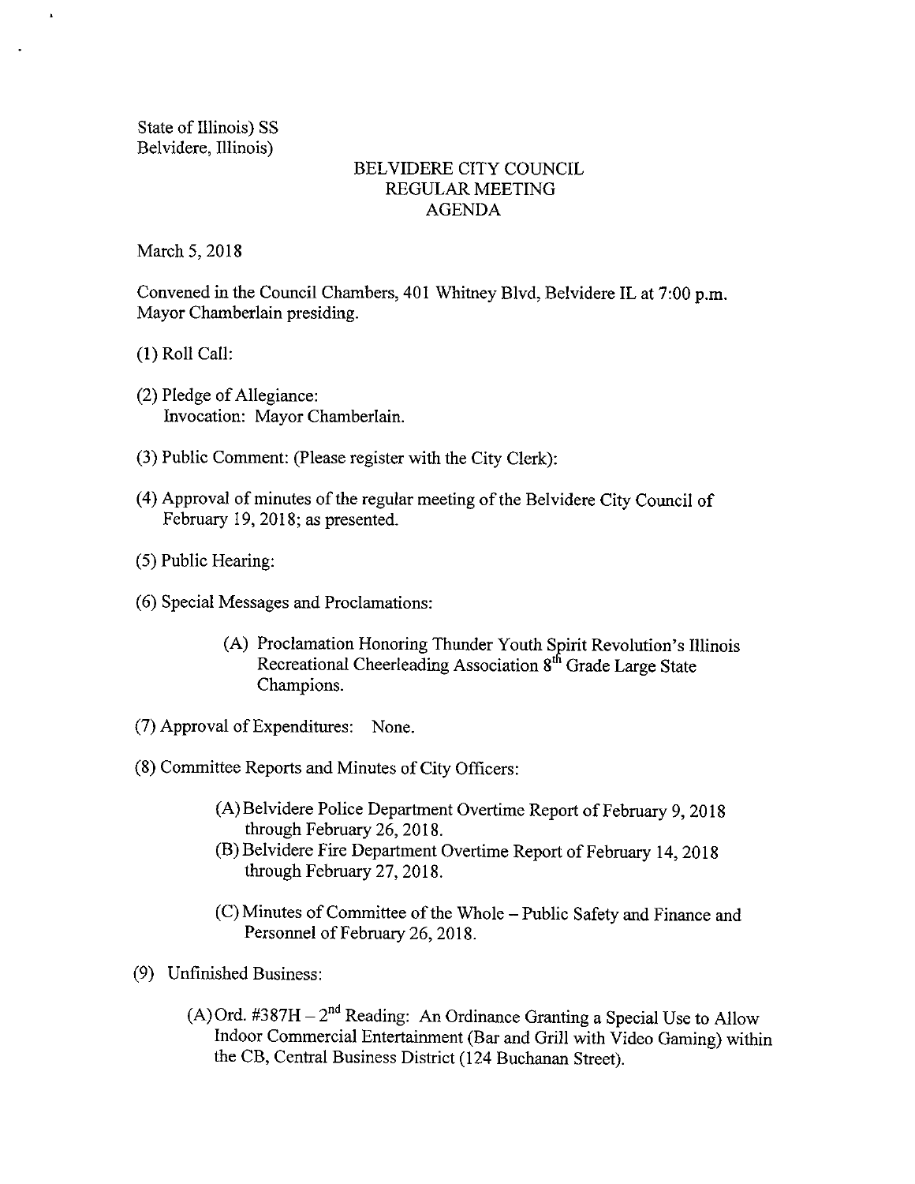State of Illinois) SS
Belvidere, Illinois)

# BELVIDERE CITY COUNCIL
## REGULAR MEETING
## AGENDA

March 5, 2018

Convened in the Council Chambers, 401 Whitney Blvd, Belvidere IL at 7:00 p.m.
Mayor Chamberlain presiding.

(1) Roll Call:

(2) Pledge of Allegiance:
Invocation: Mayor Chamberlain.

(3) Public Comment: (Please register with the City Clerk):

(4) Approval of minutes of the regular meeting of the Belvidere City Council of February 19, 2018; as presented.

(5) Public Hearing:

(6) Special Messages and Proclamations:

(A) Proclamation Honoring Thunder Youth Spirit Revolution's Illinois Recreational Cheerleading Association 8th Grade Large State Champions.

(7) Approval of Expenditures: None.

(8) Committee Reports and Minutes of City Officers:

(A) Belvidere Police Department Overtime Report of February 9, 2018 through February 26, 2018.
(B) Belvidere Fire Department Overtime Report of February 14, 2018 through February 27, 2018.

(C) Minutes of Committee of the Whole – Public Safety and Finance and Personnel of February 26, 2018.

(9) Unfinished Business:

(A) Ord. #387H – 2nd Reading: An Ordinance Granting a Special Use to Allow Indoor Commercial Entertainment (Bar and Grill with Video Gaming) within the CB, Central Business District (124 Buchanan Street).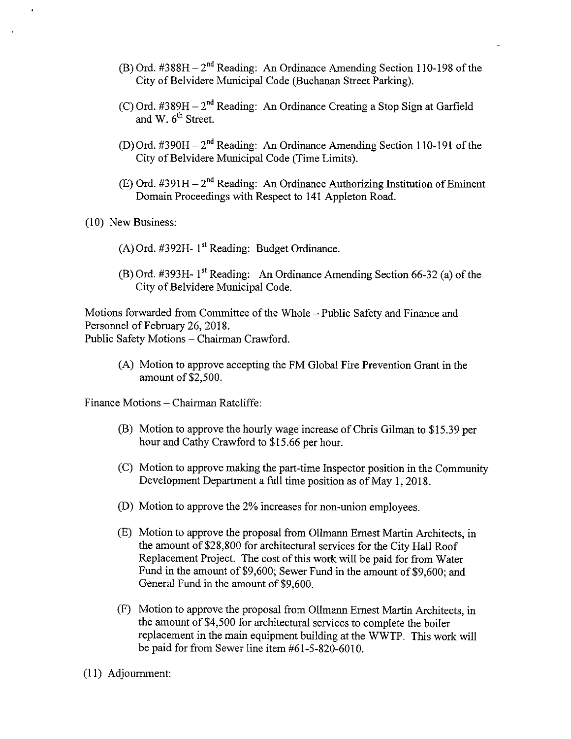(B) Ord. #388H – 2nd Reading: An Ordinance Amending Section 110-198 of the City of Belvidere Municipal Code (Buchanan Street Parking).

(C) Ord. #389H – 2nd Reading: An Ordinance Creating a Stop Sign at Garfield and W. 6th Street.

(D) Ord. #390H – 2nd Reading: An Ordinance Amending Section 110-191 of the City of Belvidere Municipal Code (Time Limits).

(E) Ord. #391H – 2nd Reading: An Ordinance Authorizing Institution of Eminent Domain Proceedings with Respect to 141 Appleton Road.

(10) New Business:

(A) Ord. #392H- 1st Reading: Budget Ordinance.

(B) Ord. #393H- 1st Reading: An Ordinance Amending Section 66-32 (a) of the City of Belvidere Municipal Code.

Motions forwarded from Committee of the Whole – Public Safety and Finance and Personnel of February 26, 2018.
Public Safety Motions – Chairman Crawford.

(A) Motion to approve accepting the FM Global Fire Prevention Grant in the amount of $2,500.

Finance Motions – Chairman Ratcliffe:

(B) Motion to approve the hourly wage increase of Chris Gilman to $15.39 per hour and Cathy Crawford to $15.66 per hour.

(C) Motion to approve making the part-time Inspector position in the Community Development Department a full time position as of May 1, 2018.

(D) Motion to approve the 2% increases for non-union employees.

(E) Motion to approve the proposal from Ollmann Ernest Martin Architects, in the amount of $28,800 for architectural services for the City Hall Roof Replacement Project. The cost of this work will be paid for from Water Fund in the amount of $9,600; Sewer Fund in the amount of $9,600; and General Fund in the amount of $9,600.

(F) Motion to approve the proposal from Ollmann Ernest Martin Architects, in the amount of $4,500 for architectural services to complete the boiler replacement in the main equipment building at the WWTP. This work will be paid for from Sewer line item #61-5-820-6010.

(11) Adjournment: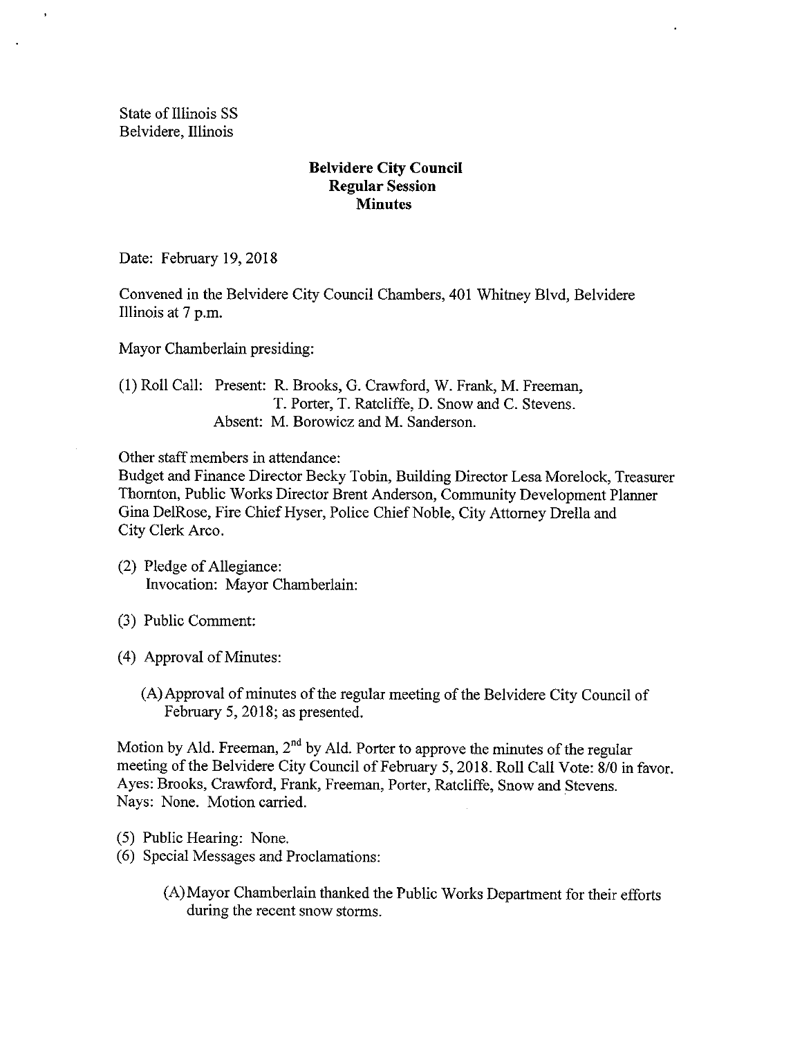State of Illinois SS
Belvidere, Illinois

**Belvidere City Council**
**Regular Session**
**Minutes**

Date: February 19, 2018

Convened in the Belvidere City Council Chambers, 401 Whitney Blvd, Belvidere Illinois at 7 p.m.

Mayor Chamberlain presiding:

(1) Roll Call: Present: R. Brooks, G. Crawford, W. Frank, M. Freeman, T. Porter, T. Ratcliffe, D. Snow and C. Stevens.
Absent: M. Borowicz and M. Sanderson.

Other staff members in attendance:
Budget and Finance Director Becky Tobin, Building Director Lesa Morelock, Treasurer Thornton, Public Works Director Brent Anderson, Community Development Planner Gina DelRose, Fire Chief Hyser, Police Chief Noble, City Attorney Drella and City Clerk Arco.

(2) Pledge of Allegiance:
Invocation: Mayor Chamberlain:

(3) Public Comment:

(4) Approval of Minutes:

(A) Approval of minutes of the regular meeting of the Belvidere City Council of February 5, 2018; as presented.

Motion by Ald. Freeman, 2nd by Ald. Porter to approve the minutes of the regular meeting of the Belvidere City Council of February 5, 2018. Roll Call Vote: 8/0 in favor. Ayes: Brooks, Crawford, Frank, Freeman, Porter, Ratcliffe, Snow and Stevens. Nays: None. Motion carried.

(5) Public Hearing: None.

(6) Special Messages and Proclamations:

(A) Mayor Chamberlain thanked the Public Works Department for their efforts during the recent snow storms.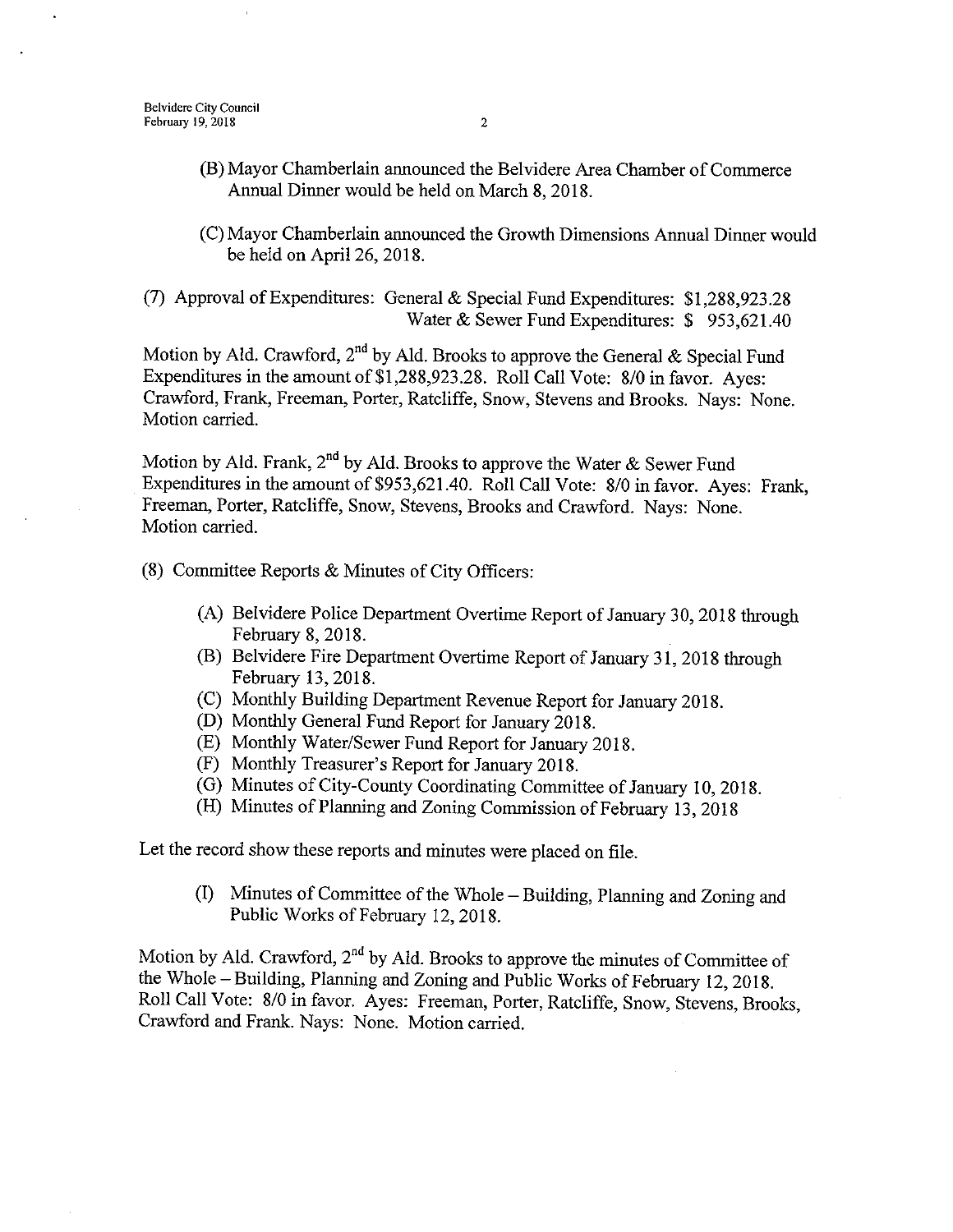(B) Mayor Chamberlain announced the Belvidere Area Chamber of Commerce Annual Dinner would be held on March 8, 2018.

(C) Mayor Chamberlain announced the Growth Dimensions Annual Dinner would be held on April 26, 2018.

(7) Approval of Expenditures: General & Special Fund Expenditures: $1,288,923.28
Water & Sewer Fund Expenditures: $ 953,621.40

Motion by Ald. Crawford, 2nd by Ald. Brooks to approve the General & Special Fund Expenditures in the amount of $1,288,923.28. Roll Call Vote: 8/0 in favor. Ayes: Crawford, Frank, Freeman, Porter, Ratcliffe, Snow, Stevens and Brooks. Nays: None. Motion carried.

Motion by Ald. Frank, 2nd by Ald. Brooks to approve the Water & Sewer Fund Expenditures in the amount of $953,621.40. Roll Call Vote: 8/0 in favor. Ayes: Frank, Freeman, Porter, Ratcliffe, Snow, Stevens, Brooks and Crawford. Nays: None. Motion carried.

(8) Committee Reports & Minutes of City Officers:

(A) Belvidere Police Department Overtime Report of January 30, 2018 through February 8, 2018.
(B) Belvidere Fire Department Overtime Report of January 31, 2018 through February 13, 2018.
(C) Monthly Building Department Revenue Report for January 2018.
(D) Monthly General Fund Report for January 2018.
(E) Monthly Water/Sewer Fund Report for January 2018.
(F) Monthly Treasurer's Report for January 2018.
(G) Minutes of City-County Coordinating Committee of January 10, 2018.
(H) Minutes of Planning and Zoning Commission of February 13, 2018

Let the record show these reports and minutes were placed on file.

(I) Minutes of Committee of the Whole – Building, Planning and Zoning and Public Works of February 12, 2018.

Motion by Ald. Crawford, 2nd by Ald. Brooks to approve the minutes of Committee of the Whole – Building, Planning and Zoning and Public Works of February 12, 2018. Roll Call Vote: 8/0 in favor. Ayes: Freeman, Porter, Ratcliffe, Snow, Stevens, Brooks, Crawford and Frank. Nays: None. Motion carried.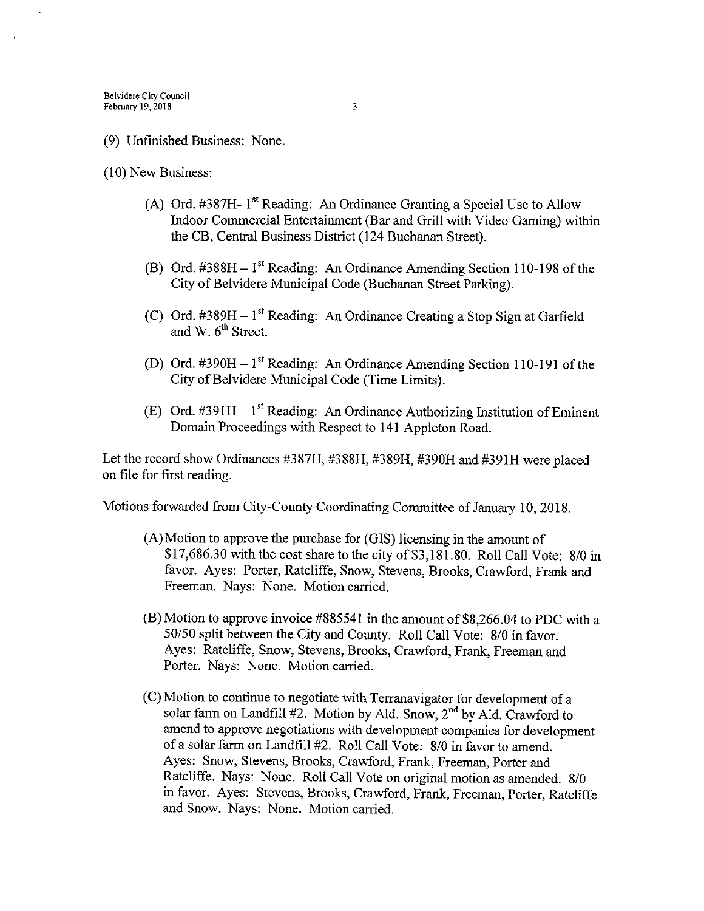(9) Unfinished Business: None.

(10) New Business:

(A) Ord. #387H- 1st Reading: An Ordinance Granting a Special Use to Allow Indoor Commercial Entertainment (Bar and Grill with Video Gaming) within the CB, Central Business District (124 Buchanan Street).

(B) Ord. #388H – 1st Reading: An Ordinance Amending Section 110-198 of the City of Belvidere Municipal Code (Buchanan Street Parking).

(C) Ord. #389H – 1st Reading: An Ordinance Creating a Stop Sign at Garfield and W. 6th Street.

(D) Ord. #390H – 1st Reading: An Ordinance Amending Section 110-191 of the City of Belvidere Municipal Code (Time Limits).

(E) Ord. #391H – 1st Reading: An Ordinance Authorizing Institution of Eminent Domain Proceedings with Respect to 141 Appleton Road.

Let the record show Ordinances #387H, #388H, #389H, #390H and #391H were placed on file for first reading.

Motions forwarded from City-County Coordinating Committee of January 10, 2018.

(A) Motion to approve the purchase for (GIS) licensing in the amount of $17,686.30 with the cost share to the city of $3,181.80. Roll Call Vote: 8/0 in favor. Ayes: Porter, Ratcliffe, Snow, Stevens, Brooks, Crawford, Frank and Freeman. Nays: None. Motion carried.

(B) Motion to approve invoice #885541 in the amount of $8,266.04 to PDC with a 50/50 split between the City and County. Roll Call Vote: 8/0 in favor. Ayes: Ratcliffe, Snow, Stevens, Brooks, Crawford, Frank, Freeman and Porter. Nays: None. Motion carried.

(C) Motion to continue to negotiate with Terranavigator for development of a solar farm on Landfill #2. Motion by Ald. Snow, 2nd by Ald. Crawford to amend to approve negotiations with development companies for development of a solar farm on Landfill #2. Roll Call Vote: 8/0 in favor to amend. Ayes: Snow, Stevens, Brooks, Crawford, Frank, Freeman, Porter and Ratcliffe. Nays: None. Roll Call Vote on original motion as amended. 8/0 in favor. Ayes: Stevens, Brooks, Crawford, Frank, Freeman, Porter, Ratcliffe and Snow. Nays: None. Motion carried.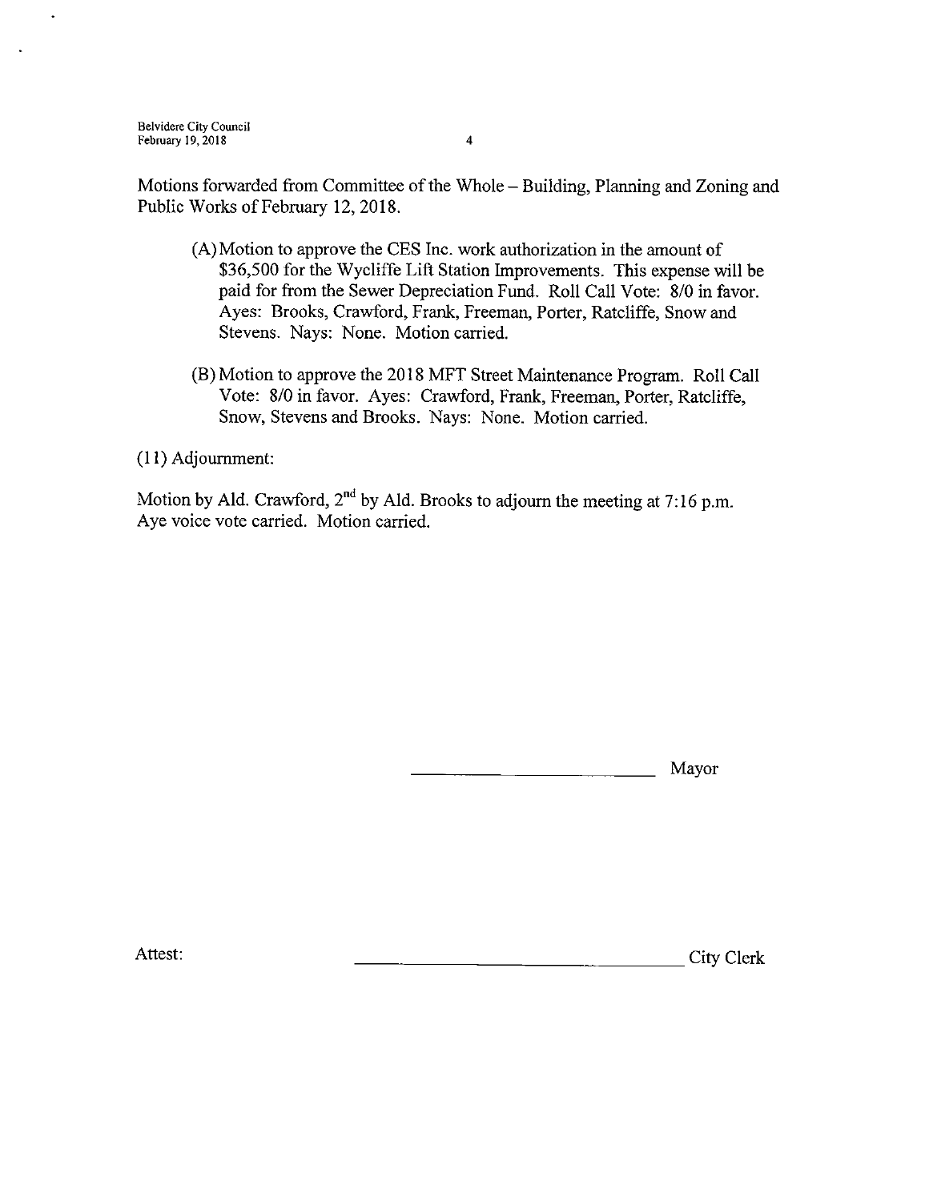Motions forwarded from Committee of the Whole – Building, Planning and Zoning and Public Works of February 12, 2018.

(A) Motion to approve the CES Inc. work authorization in the amount of $36,500 for the Wycliffe Lift Station Improvements. This expense will be paid for from the Sewer Depreciation Fund. Roll Call Vote: 8/0 in favor. Ayes: Brooks, Crawford, Frank, Freeman, Porter, Ratcliffe, Snow and Stevens. Nays: None. Motion carried.

(B) Motion to approve the 2018 MFT Street Maintenance Program. Roll Call Vote: 8/0 in favor. Ayes: Crawford, Frank, Freeman, Porter, Ratcliffe, Snow, Stevens and Brooks. Nays: None. Motion carried.

(11) Adjournment:

Motion by Ald. Crawford, 2nd by Ald. Brooks to adjourn the meeting at 7:16 p.m. Aye voice vote carried. Motion carried.

\_\_\_\_\_\_\_\_\_\_\_\_\_\_\_\_\_\_\_\_\_\_\_\_ Mayor

Attest: \_\_\_\_\_\_\_\_\_\_\_\_\_\_\_\_\_\_\_\_\_\_\_\_\_\_\_\_\_\_ City Clerk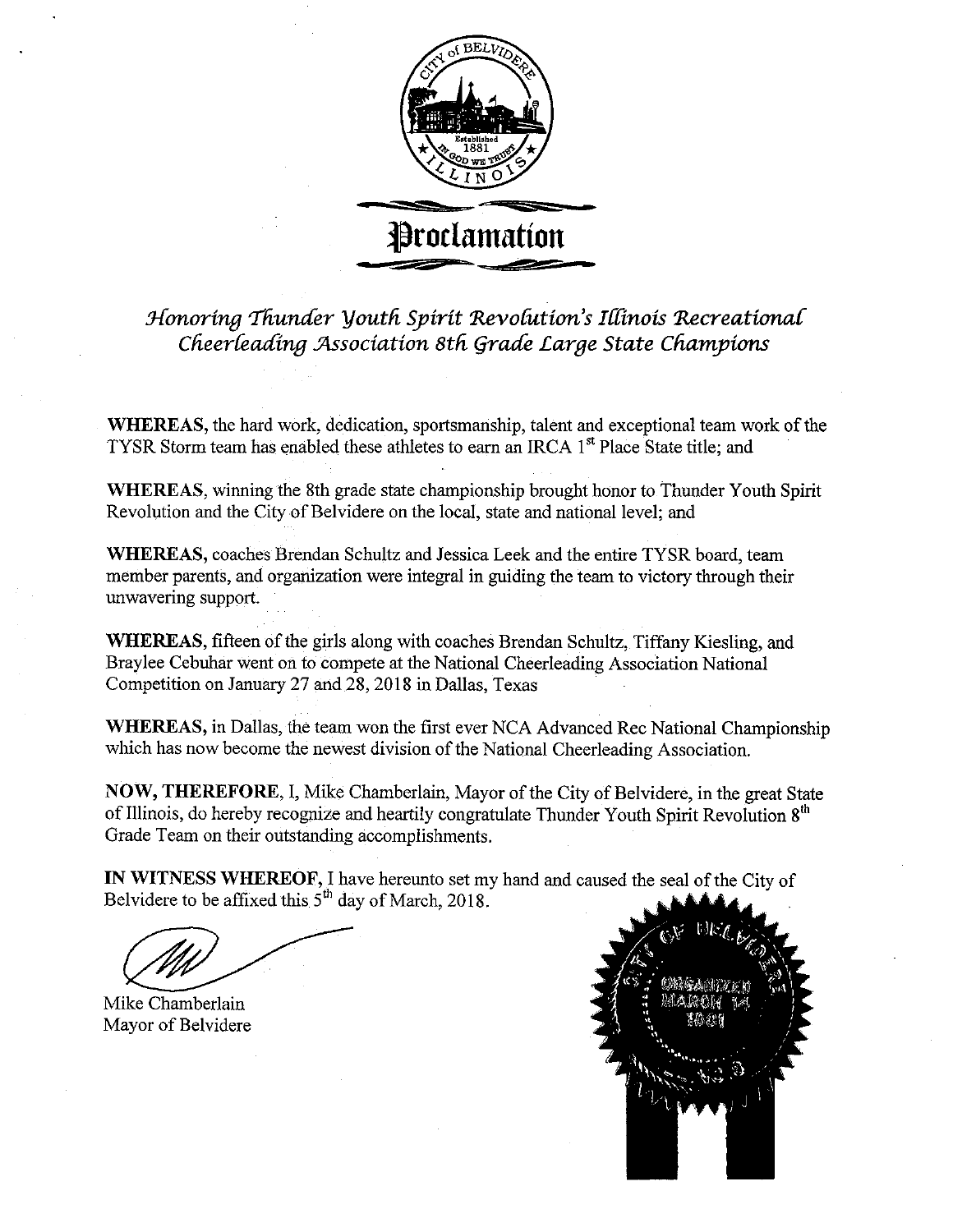# Proclamation

## *Honoring Thunder Youth Spirit Revolution's Illinois Recreational Cheerleading Association 8th Grade Large State Champions*

**WHEREAS,** the hard work, dedication, sportsmanship, talent and exceptional team work of the TYSR Storm team has enabled these athletes to earn an IRCA 1st Place State title; and

**WHEREAS,** winning the 8th grade state championship brought honor to Thunder Youth Spirit Revolution and the City of Belvidere on the local, state and national level; and

**WHEREAS,** coaches Brendan Schultz and Jessica Leek and the entire TYSR board, team member parents, and organization were integral in guiding the team to victory through their unwavering support.

**WHEREAS,** fifteen of the girls along with coaches Brendan Schultz, Tiffany Kiesling, and Braylee Cebuhar went on to compete at the National Cheerleading Association National Competition on January 27 and 28, 2018 in Dallas, Texas

**WHEREAS,** in Dallas, the team won the first ever NCA Advanced Rec National Championship which has now become the newest division of the National Cheerleading Association.

**NOW, THEREFORE,** I, Mike Chamberlain, Mayor of the City of Belvidere, in the great State of Illinois, do hereby recognize and heartily congratulate Thunder Youth Spirit Revolution 8th Grade Team on their outstanding accomplishments.

**IN WITNESS WHEREOF,** I have hereunto set my hand and caused the seal of the City of Belvidere to be affixed this 5th day of March, 2018.

Mike Chamberlain
Mayor of Belvidere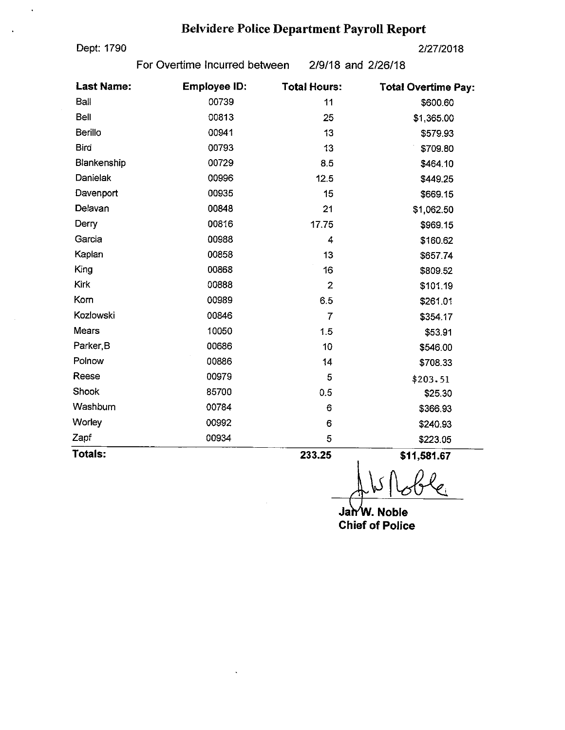# Belvidere Police Department Payroll Report

Dept: 1790

2/27/2018

For Overtime Incurred between 2/9/18 and 2/26/18

| Last Name: | Employee ID: | Total Hours: | Total Overtime Pay: |
|---|---|---|---|
| Ball | 00739 | 11 | $600.60 |
| Bell | 00813 | 25 | $1,365.00 |
| Berillo | 00941 | 13 | $579.93 |
| Bird | 00793 | 13 | $709.80 |
| Blankenship | 00729 | 8.5 | $464.10 |
| Danielak | 00996 | 12.5 | $449.25 |
| Davenport | 00935 | 15 | $669.15 |
| Delavan | 00848 | 21 | $1,062.50 |
| Derry | 00816 | 17.75 | $969.15 |
| Garcia | 00988 | 4 | $160.62 |
| Kaplan | 00858 | 13 | $657.74 |
| King | 00868 | 16 | $809.52 |
| Kirk | 00888 | 2 | $101.19 |
| Korn | 00989 | 6.5 | $261.01 |
| Kozlowski | 00846 | 7 | $354.17 |
| Mears | 10050 | 1.5 | $53.91 |
| Parker,B | 00686 | 10 | $546.00 |
| Polnow | 00886 | 14 | $708.33 |
| Reese | 00979 | 5 | $203.51 |
| Shook | 85700 | 0.5 | $25.30 |
| Washburn | 00784 | 6 | $366.93 |
| Worley | 00992 | 6 | $240.93 |
| Zapf | 00934 | 5 | $223.05 |
| **Totals:** | | **233.25** | **$11,581.67** |

Jan W. Noble
**Chief of Police**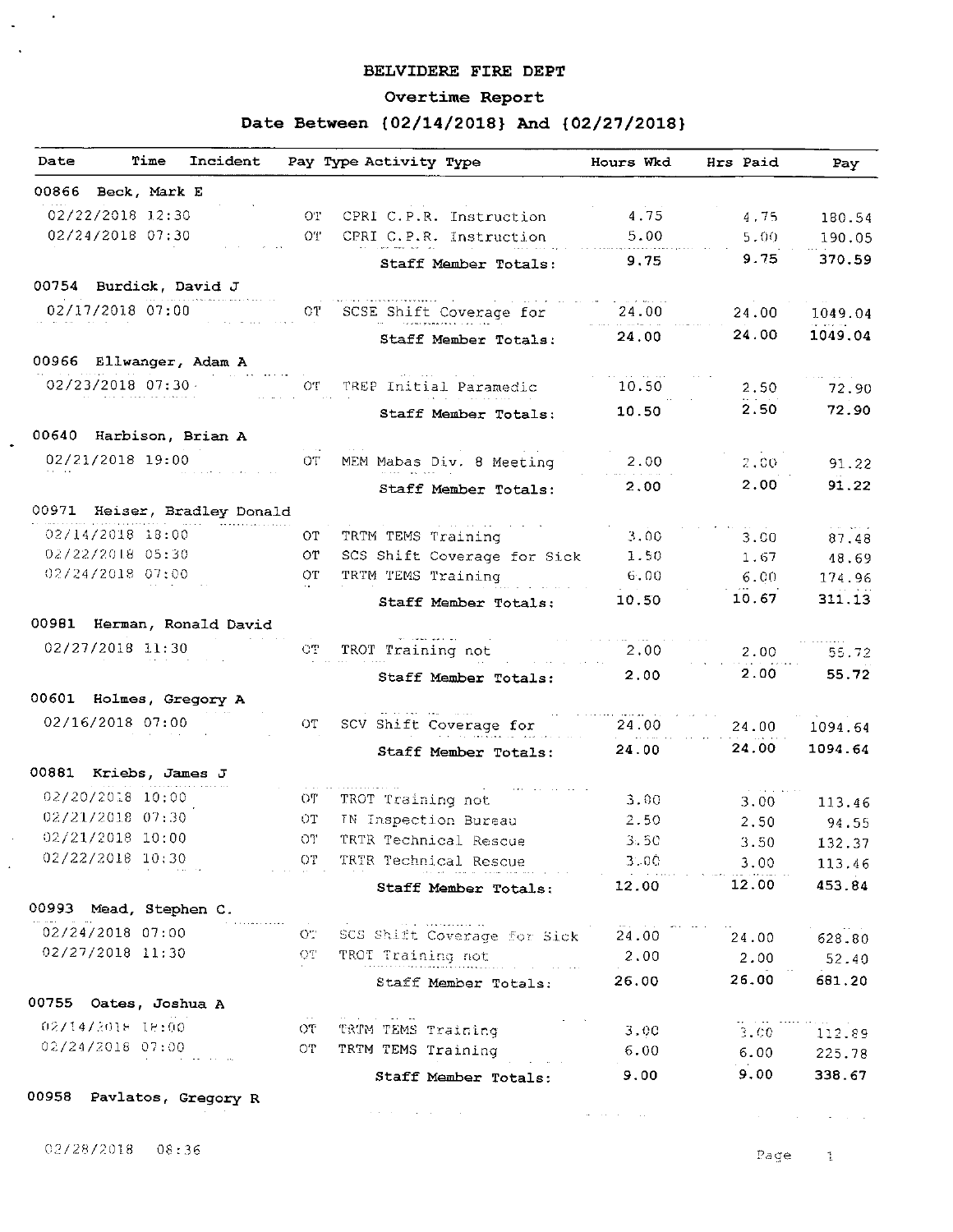# BELVIDERE FIRE DEPT

## Overtime Report

### Date Between {02/14/2018} And {02/27/2018}

| Date | Time | Incident | Pay Type | Activity Type | Hours Wkd | Hrs Paid | Pay |
|---|---|---|---|---|---|---|---|
| **00866 Beck, Mark E** | | | | | | | |
| 02/22/2018 | 12:30 | | OT | CPRI C.P.R. Instruction | 4.75 | 4.75 | 180.54 |
| 02/24/2018 | 07:30 | | OT | CPRI C.P.R. Instruction | 5.00 | 5.00 | 190.05 |
| | | | | **Staff Member Totals:** | **9.75** | **9.75** | **370.59** |
| **00754 Burdick, David J** | | | | | | | |
| 02/17/2018 | 07:00 | | OT | SCSE Shift Coverage for | 24.00 | 24.00 | 1049.04 |
| | | | | **Staff Member Totals:** | **24.00** | **24.00** | **1049.04** |
| **00966 Ellwanger, Adam A** | | | | | | | |
| 02/23/2018 | 07:30 | | OT | TREP Initial Paramedic | 10.50 | 2.50 | 72.90 |
| | | | | **Staff Member Totals:** | **10.50** | **2.50** | **72.90** |
| **00640 Harbison, Brian A** | | | | | | | |
| 02/21/2018 | 19:00 | | OT | MEM Mabas Div. 8 Meeting | 2.00 | 2.00 | 91.22 |
| | | | | **Staff Member Totals:** | **2.00** | **2.00** | **91.22** |
| **00971 Heiser, Bradley Donald** | | | | | | | |
| 02/14/2018 | 18:00 | | OT | TRTM TEMS Training | 3.00 | 3.00 | 87.48 |
| 02/22/2018 | 05:30 | | OT | SCS Shift Coverage for Sick | 1.50 | 1.67 | 48.69 |
| 02/24/2018 | 07:00 | | OT | TRTM TEMS Training | 6.00 | 6.00 | 174.96 |
| | | | | **Staff Member Totals:** | **10.50** | **10.67** | **311.13** |
| **00981 Herman, Ronald David** | | | | | | | |
| 02/27/2018 | 11:30 | | OT | TROT Training not | 2.00 | 2.00 | 55.72 |
| | | | | **Staff Member Totals:** | **2.00** | **2.00** | **55.72** |
| **00601 Holmes, Gregory A** | | | | | | | |
| 02/16/2018 | 07:00 | | OT | SCV Shift Coverage for | 24.00 | 24.00 | 1094.64 |
| | | | | **Staff Member Totals:** | **24.00** | **24.00** | **1094.64** |
| **00881 Kriebs, James J** | | | | | | | |
| 02/20/2018 | 10:00 | | OT | TROT Training not | 3.00 | 3.00 | 113.46 |
| 02/21/2018 | 07:30 | | OT | IN Inspection Bureau | 2.50 | 2.50 | 94.55 |
| 02/21/2018 | 10:00 | | OT | TRTR Technical Rescue | 3.50 | 3.50 | 132.37 |
| 02/22/2018 | 10:30 | | OT | TRTR Technical Rescue | 3.00 | 3.00 | 113.46 |
| | | | | **Staff Member Totals:** | **12.00** | **12.00** | **453.84** |
| **00993 Mead, Stephen C.** | | | | | | | |
| 02/24/2018 | 07:00 | | OT | SCS Shift Coverage for Sick | 24.00 | 24.00 | 628.80 |
| 02/27/2018 | 11:30 | | OT | TROT Training not | 2.00 | 2.00 | 52.40 |
| | | | | **Staff Member Totals:** | **26.00** | **26.00** | **681.20** |
| **00755 Oates, Joshua A** | | | | | | | |
| 02/14/2018 | 18:00 | | OT | TRTM TEMS Training | 3.00 | 3.00 | 112.89 |
| 02/24/2018 | 07:00 | | OT | TRTM TEMS Training | 6.00 | 6.00 | 225.78 |
| | | | | **Staff Member Totals:** | **9.00** | **9.00** | **338.67** |
| **00958 Pavlatos, Gregory R** | | | | | | | |

02/28/2018 08:36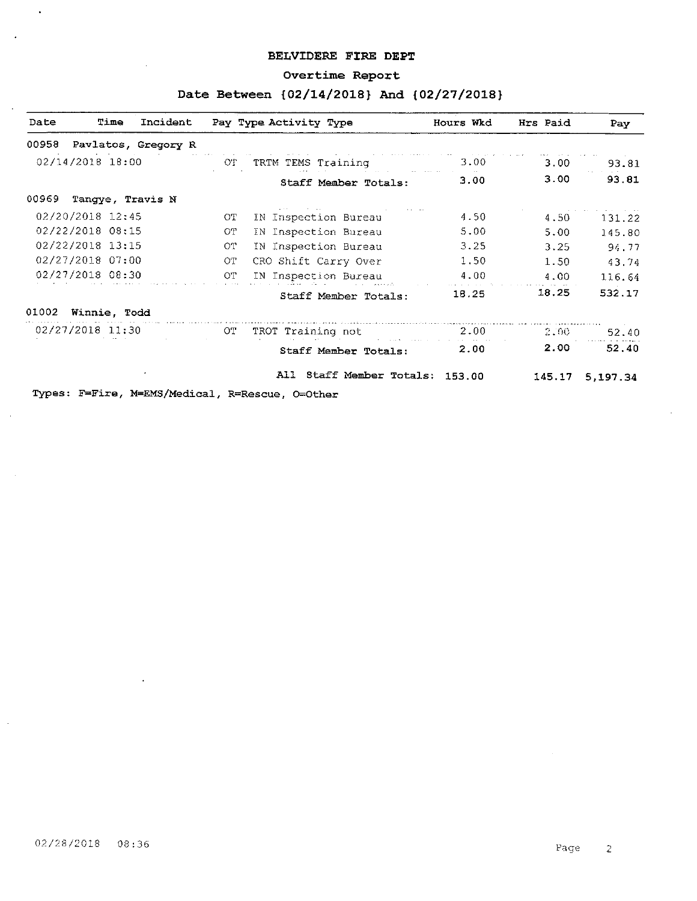# BELVIDERE FIRE DEPT

## Overtime Report

### Date Between {02/14/2018} And {02/27/2018}

| Date | Time | Incident | Pay Type | Activity Type | Hours Wkd | Hrs Paid | Pay |
|---|---|---|---|---|---|---|---|
| **00958 Pavlatos, Gregory R** | | | | | | | |
| 02/14/2018 | 18:00 | | OT | TRTM TEMS Training | 3.00 | 3.00 | 93.81 |
| | | | | **Staff Member Totals:** | **3.00** | **3.00** | **93.81** |
| **00969 Tangye, Travis N** | | | | | | | |
| 02/20/2018 | 12:45 | | OT | IN Inspection Bureau | 4.50 | 4.50 | 131.22 |
| 02/22/2018 | 08:15 | | OT | IN Inspection Bureau | 5.00 | 5.00 | 145.80 |
| 02/22/2018 | 13:15 | | OT | IN Inspection Bureau | 3.25 | 3.25 | 94.77 |
| 02/27/2018 | 07:00 | | OT | CRO Shift Carry Over | 1.50 | 1.50 | 43.74 |
| 02/27/2018 | 08:30 | | OT | IN Inspection Bureau | 4.00 | 4.00 | 116.64 |
| | | | | **Staff Member Totals:** | **18.25** | **18.25** | **532.17** |
| **01002 Winnie, Todd** | | | | | | | |
| 02/27/2018 | 11:30 | | OT | TROT Training not | 2.00 | 2.00 | 52.40 |
| | | | | **Staff Member Totals:** | **2.00** | **2.00** | **52.40** |
| | | | | **All Staff Member Totals:** | **153.00** | **145.17** | **5,197.34** |

**Types: F=Fire, M=EMS/Medical, R=Rescue, O=Other**

02/28/2018 08:36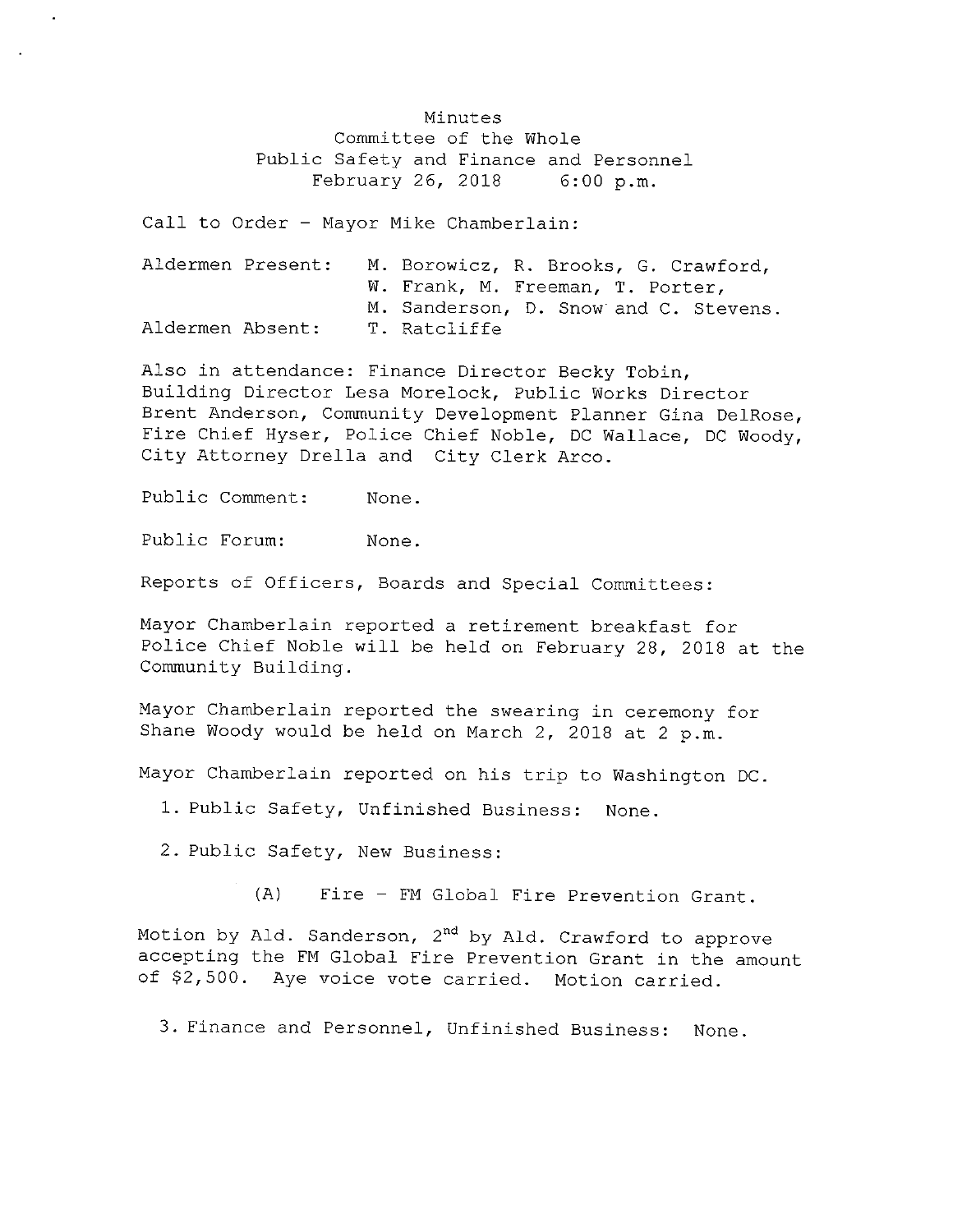Minutes
Committee of the Whole
Public Safety and Finance and Personnel
February 26, 2018 6:00 p.m.

Call to Order - Mayor Mike Chamberlain:

Aldermen Present: M. Borowicz, R. Brooks, G. Crawford, W. Frank, M. Freeman, T. Porter, M. Sanderson, D. Snow and C. Stevens.
Aldermen Absent: T. Ratcliffe

Also in attendance: Finance Director Becky Tobin, Building Director Lesa Morelock, Public Works Director Brent Anderson, Community Development Planner Gina DelRose, Fire Chief Hyser, Police Chief Noble, DC Wallace, DC Woody, City Attorney Drella and City Clerk Arco.

Public Comment: None.

Public Forum: None.

Reports of Officers, Boards and Special Committees:

Mayor Chamberlain reported a retirement breakfast for Police Chief Noble will be held on February 28, 2018 at the Community Building.

Mayor Chamberlain reported the swearing in ceremony for Shane Woody would be held on March 2, 2018 at 2 p.m.

Mayor Chamberlain reported on his trip to Washington DC.

1. Public Safety, Unfinished Business: None.

2. Public Safety, New Business:

(A) Fire - FM Global Fire Prevention Grant.

Motion by Ald. Sanderson, 2nd by Ald. Crawford to approve accepting the FM Global Fire Prevention Grant in the amount of $2,500. Aye voice vote carried. Motion carried.

3. Finance and Personnel, Unfinished Business: None.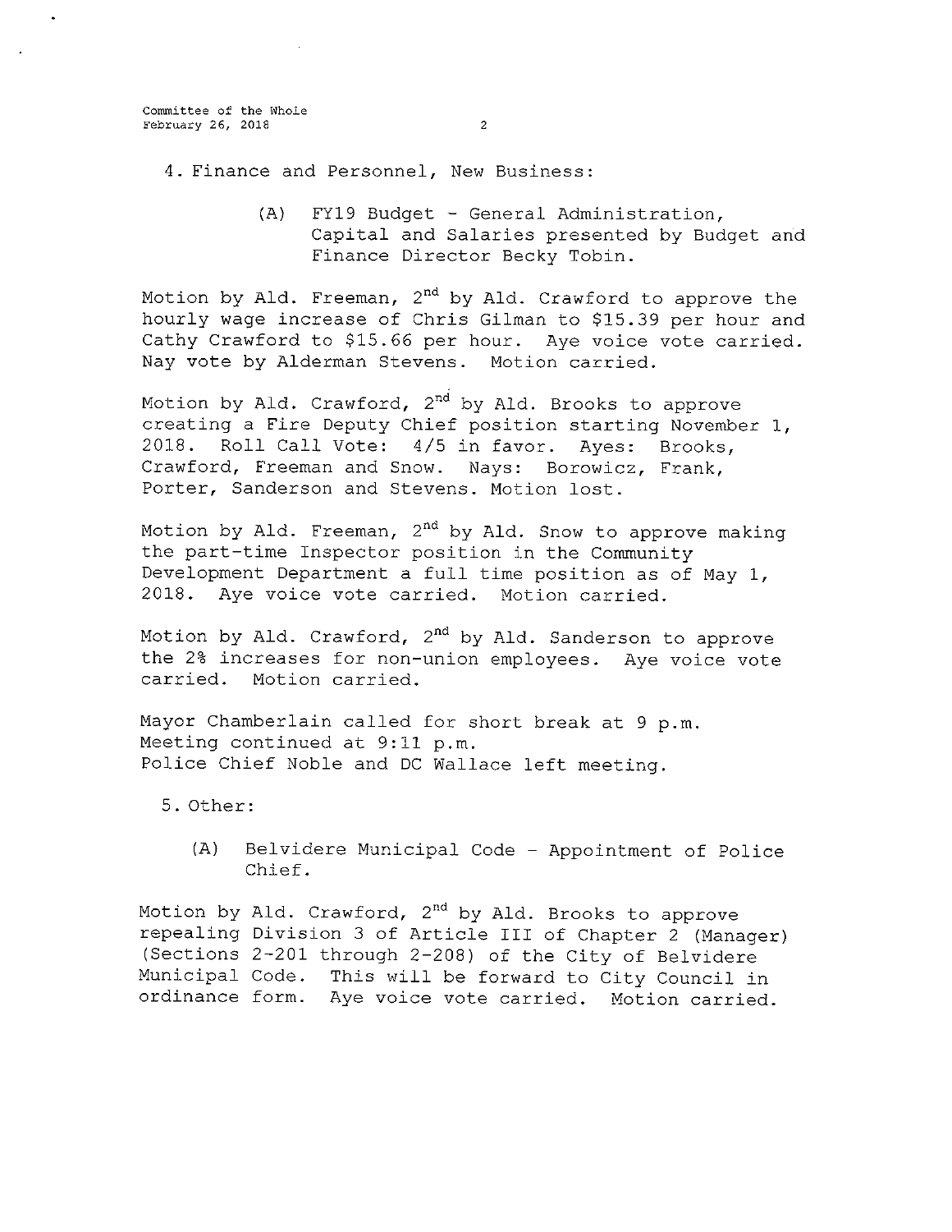4. Finance and Personnel, New Business:

   (A) FY19 Budget - General Administration, Capital and Salaries presented by Budget and Finance Director Becky Tobin.

Motion by Ald. Freeman, 2nd by Ald. Crawford to approve the hourly wage increase of Chris Gilman to $15.39 per hour and Cathy Crawford to $15.66 per hour. Aye voice vote carried. Nay vote by Alderman Stevens. Motion carried.

Motion by Ald. Crawford, 2nd by Ald. Brooks to approve creating a Fire Deputy Chief position starting November 1, 2018. Roll Call Vote: 4/5 in favor. Ayes: Brooks, Crawford, Freeman and Snow. Nays: Borowicz, Frank, Porter, Sanderson and Stevens. Motion lost.

Motion by Ald. Freeman, 2nd by Ald. Snow to approve making the part-time Inspector position in the Community Development Department a full time position as of May 1, 2018. Aye voice vote carried. Motion carried.

Motion by Ald. Crawford, 2nd by Ald. Sanderson to approve the 2% increases for non-union employees. Aye voice vote carried. Motion carried.

Mayor Chamberlain called for short break at 9 p.m.
Meeting continued at 9:11 p.m.
Police Chief Noble and DC Wallace left meeting.

5. Other:

   (A) Belvidere Municipal Code - Appointment of Police Chief.

Motion by Ald. Crawford, 2nd by Ald. Brooks to approve repealing Division 3 of Article III of Chapter 2 (Manager) (Sections 2-201 through 2-208) of the City of Belvidere Municipal Code. This will be forward to City Council in ordinance form. Aye voice vote carried. Motion carried.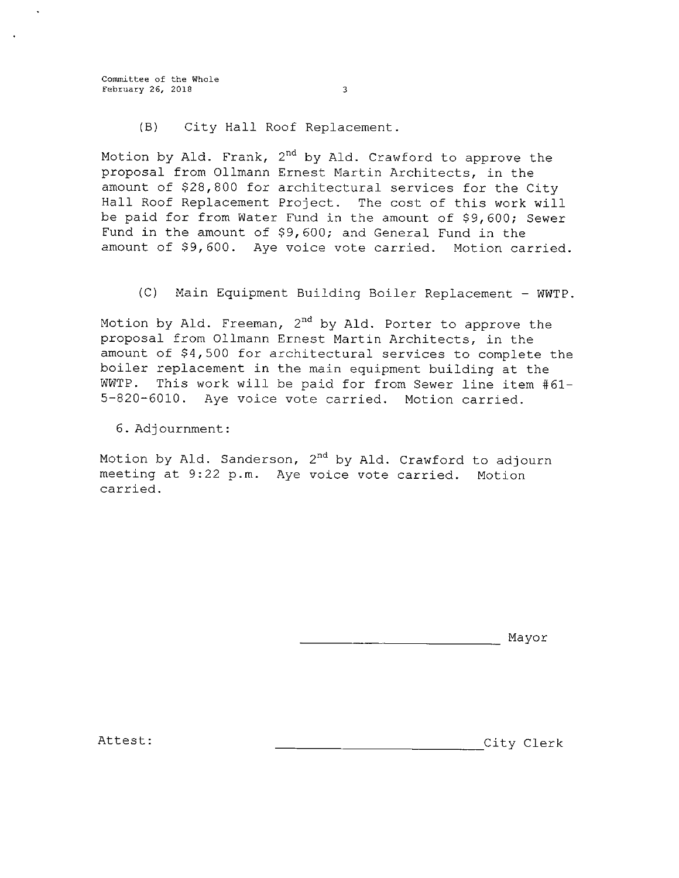(B) City Hall Roof Replacement.

Motion by Ald. Frank, 2nd by Ald. Crawford to approve the proposal from Ollmann Ernest Martin Architects, in the amount of $28,800 for architectural services for the City Hall Roof Replacement Project. The cost of this work will be paid for from Water Fund in the amount of $9,600; Sewer Fund in the amount of $9,600; and General Fund in the amount of $9,600. Aye voice vote carried. Motion carried.

(C) Main Equipment Building Boiler Replacement - WWTP.

Motion by Ald. Freeman, 2nd by Ald. Porter to approve the proposal from Ollmann Ernest Martin Architects, in the amount of $4,500 for architectural services to complete the boiler replacement in the main equipment building at the WWTP. This work will be paid for from Sewer line item #61-5-820-6010. Aye voice vote carried. Motion carried.

6. Adjournment:

Motion by Ald. Sanderson, 2nd by Ald. Crawford to adjourn meeting at 9:22 p.m. Aye voice vote carried. Motion carried.

_______________________ Mayor

Attest: _______________________ City Clerk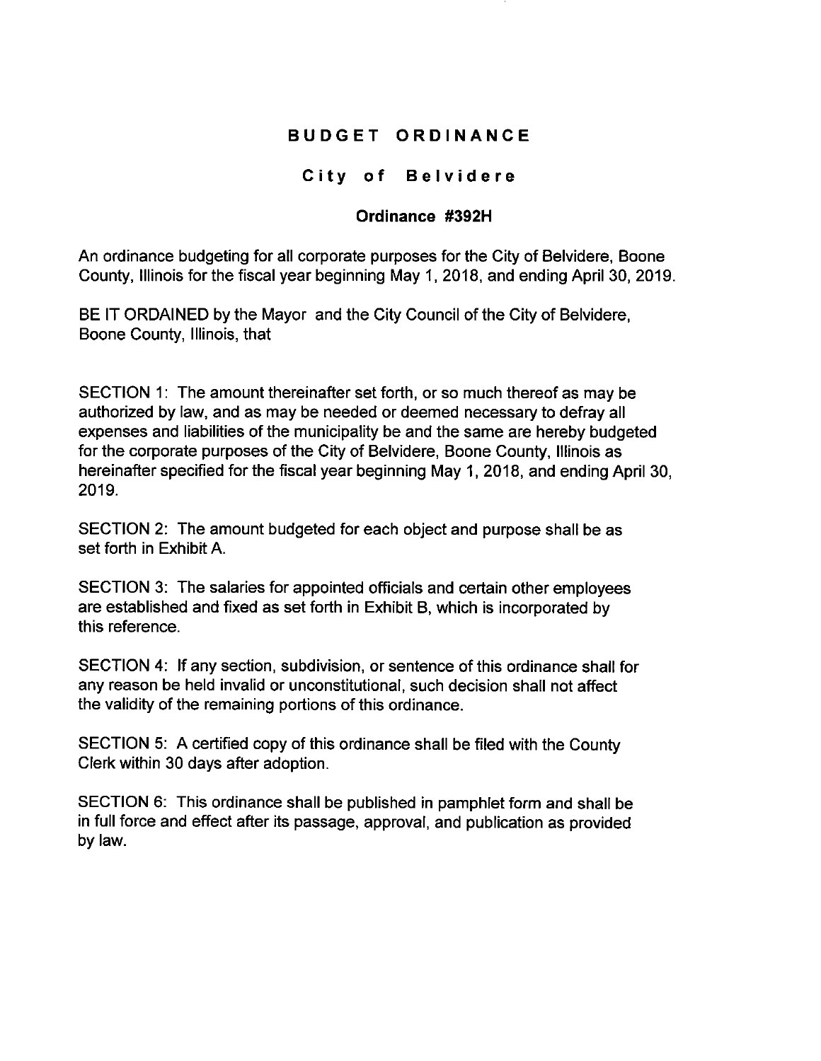# BUDGET ORDINANCE

## City of Belvidere

### Ordinance #392H

An ordinance budgeting for all corporate purposes for the City of Belvidere, Boone County, Illinois for the fiscal year beginning May 1, 2018, and ending April 30, 2019.

BE IT ORDAINED by the Mayor and the City Council of the City of Belvidere, Boone County, Illinois, that

SECTION 1: The amount thereinafter set forth, or so much thereof as may be authorized by law, and as may be needed or deemed necessary to defray all expenses and liabilities of the municipality be and the same are hereby budgeted for the corporate purposes of the City of Belvidere, Boone County, Illinois as hereinafter specified for the fiscal year beginning May 1, 2018, and ending April 30, 2019.

SECTION 2: The amount budgeted for each object and purpose shall be as set forth in Exhibit A.

SECTION 3: The salaries for appointed officials and certain other employees are established and fixed as set forth in Exhibit B, which is incorporated by this reference.

SECTION 4: If any section, subdivision, or sentence of this ordinance shall for any reason be held invalid or unconstitutional, such decision shall not affect the validity of the remaining portions of this ordinance.

SECTION 5: A certified copy of this ordinance shall be filed with the County Clerk within 30 days after adoption.

SECTION 6: This ordinance shall be published in pamphlet form and shall be in full force and effect after its passage, approval, and publication as provided by law.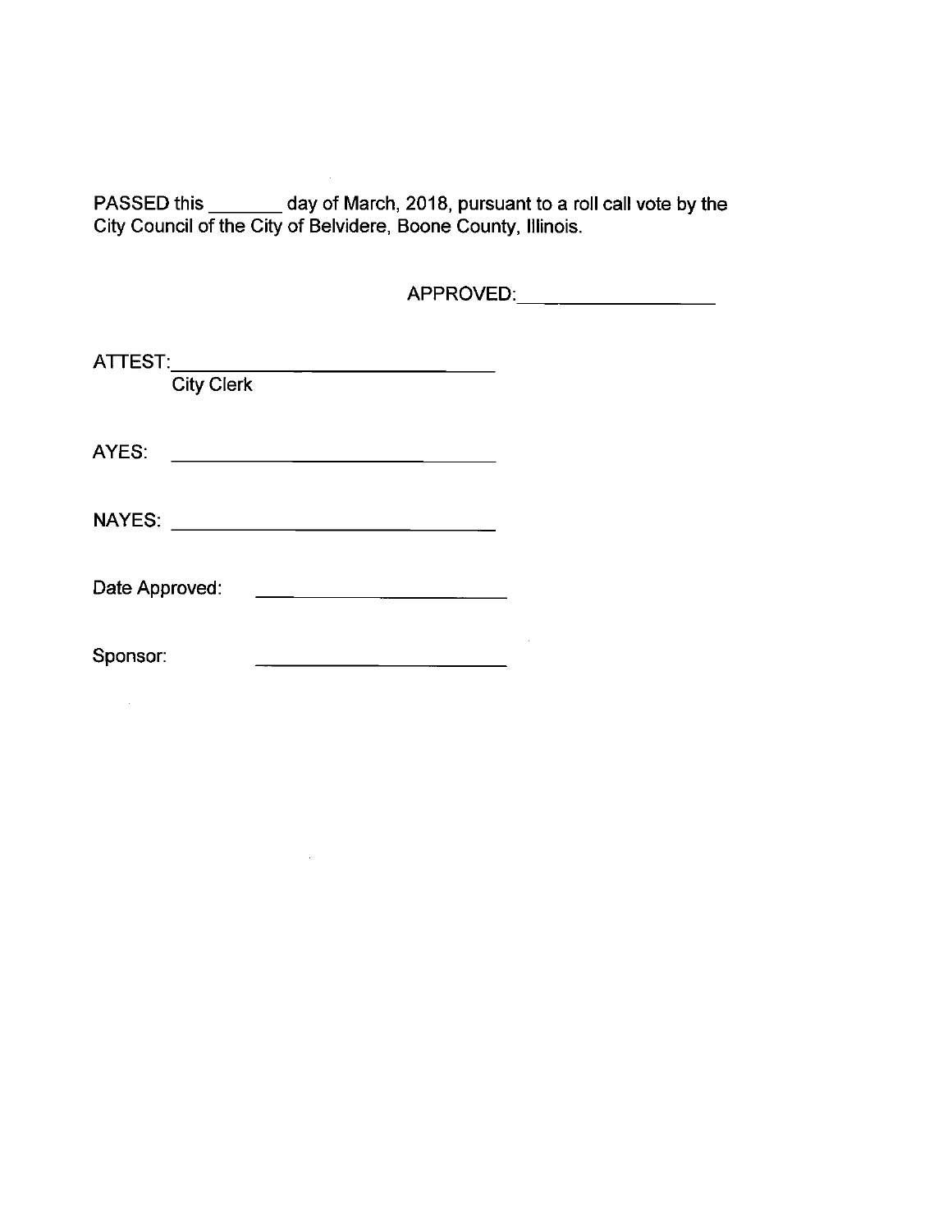PASSED this _______ day of March, 2018, pursuant to a roll call vote by the City Council of the City of Belvidere, Boone County, Illinois.

APPROVED:_________________

ATTEST:_____________________________
City Clerk

AYES: _____________________________

NAYES: _____________________________

Date Approved: ______________________

Sponsor: ______________________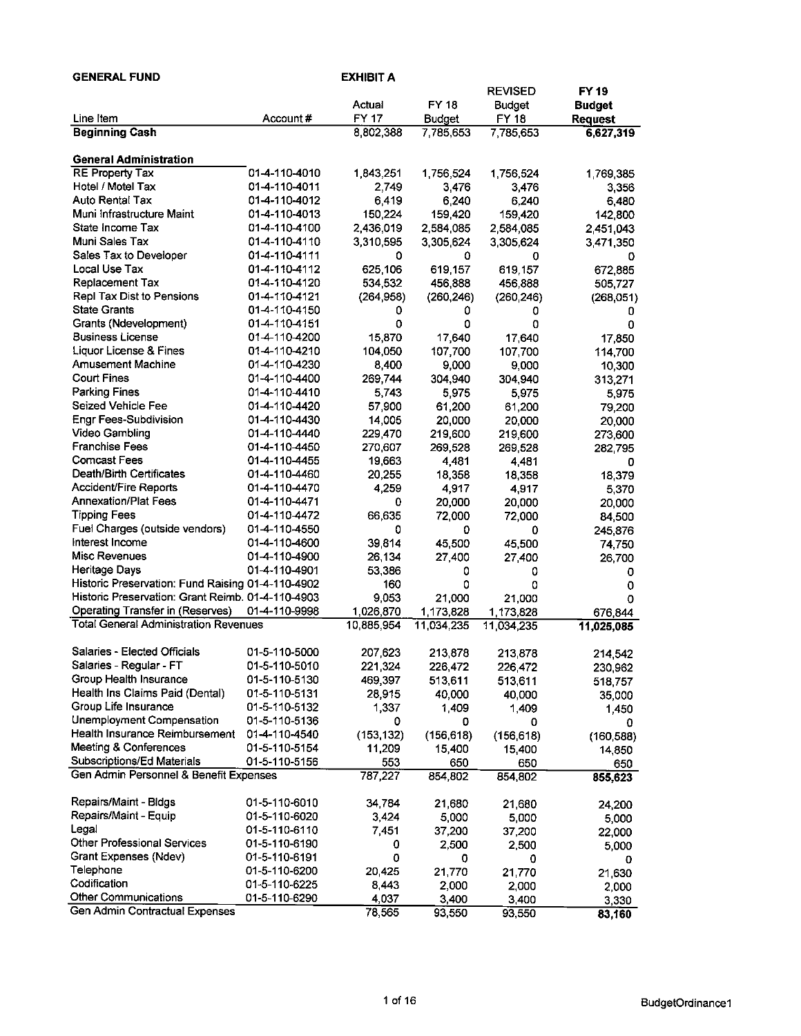**GENERAL FUND** **EXHIBIT A**

| Line Item | Account # | Actual FY 17 | FY 18 Budget | REVISED Budget FY 18 | FY 19 Budget Request |
|---|---|---|---|---|---|
| **Beginning Cash** | | 8,802,388 | 7,785,653 | 7,785,653 | **6,627,319** |
| | | | | | |
| **General Administration** | | | | | |
| RE Property Tax | 01-4-110-4010 | 1,843,251 | 1,756,524 | 1,756,524 | 1,769,385 |
| Hotel / Motel Tax | 01-4-110-4011 | 2,749 | 3,476 | 3,476 | 3,356 |
| Auto Rental Tax | 01-4-110-4012 | 6,419 | 6,240 | 6,240 | 6,480 |
| Muni Infrastructure Maint | 01-4-110-4013 | 150,224 | 159,420 | 159,420 | 142,800 |
| State Income Tax | 01-4-110-4100 | 2,436,019 | 2,584,085 | 2,584,085 | 2,451,043 |
| Muni Sales Tax | 01-4-110-4110 | 3,310,595 | 3,305,624 | 3,305,624 | 3,471,350 |
| Sales Tax to Developer | 01-4-110-4111 | 0 | 0 | 0 | 0 |
| Local Use Tax | 01-4-110-4112 | 625,106 | 619,157 | 619,157 | 672,885 |
| Replacement Tax | 01-4-110-4120 | 534,532 | 456,888 | 456,888 | 505,727 |
| Repl Tax Dist to Pensions | 01-4-110-4121 | (264,958) | (260,246) | (260,246) | (268,051) |
| State Grants | 01-4-110-4150 | 0 | 0 | 0 | 0 |
| Grants (Ndevelopment) | 01-4-110-4151 | 0 | 0 | 0 | 0 |
| Business License | 01-4-110-4200 | 15,870 | 17,640 | 17,640 | 17,850 |
| Liquor License & Fines | 01-4-110-4210 | 104,050 | 107,700 | 107,700 | 114,700 |
| Amusement Machine | 01-4-110-4230 | 8,400 | 9,000 | 9,000 | 10,300 |
| Court Fines | 01-4-110-4400 | 269,744 | 304,940 | 304,940 | 313,271 |
| Parking Fines | 01-4-110-4410 | 5,743 | 5,975 | 5,975 | 5,975 |
| Seized Vehicle Fee | 01-4-110-4420 | 57,900 | 61,200 | 61,200 | 79,200 |
| Engr Fees-Subdivision | 01-4-110-4430 | 14,005 | 20,000 | 20,000 | 20,000 |
| Video Gambling | 01-4-110-4440 | 229,470 | 219,600 | 219,600 | 273,600 |
| Franchise Fees | 01-4-110-4450 | 270,607 | 269,528 | 269,528 | 282,795 |
| Comcast Fees | 01-4-110-4455 | 19,663 | 4,481 | 4,481 | 0 |
| Death/Birth Certificates | 01-4-110-4460 | 20,255 | 18,358 | 18,358 | 18,379 |
| Accident/Fire Reports | 01-4-110-4470 | 4,259 | 4,917 | 4,917 | 5,370 |
| Annexation/Plat Fees | 01-4-110-4471 | 0 | 20,000 | 20,000 | 20,000 |
| Tipping Fees | 01-4-110-4472 | 66,635 | 72,000 | 72,000 | 84,500 |
| Fuel Charges (outside vendors) | 01-4-110-4550 | 0 | 0 | 0 | 245,876 |
| Interest Income | 01-4-110-4600 | 39,814 | 45,500 | 45,500 | 74,750 |
| Misc Revenues | 01-4-110-4900 | 26,134 | 27,400 | 27,400 | 26,700 |
| Heritage Days | 01-4-110-4901 | 53,386 | 0 | 0 | 0 |
| Historic Preservation: Fund Raising | 01-4-110-4902 | 160 | 0 | 0 | 0 |
| Historic Preservation: Grant Reimb. | 01-4-110-4903 | 9,053 | 21,000 | 21,000 | 0 |
| Operating Transfer in (Reserves) | 01-4-110-9998 | 1,026,870 | 1,173,828 | 1,173,828 | 676,844 |
| Total General Administration Revenues | | 10,885,954 | 11,034,235 | 11,034,235 | **11,025,085** |
| | | | | | |
| Salaries - Elected Officials | 01-5-110-5000 | 207,623 | 213,878 | 213,878 | 214,542 |
| Salaries - Regular - FT | 01-5-110-5010 | 221,324 | 226,472 | 226,472 | 230,962 |
| Group Health Insurance | 01-5-110-5130 | 469,397 | 513,611 | 513,611 | 518,757 |
| Health Ins Claims Paid (Dental) | 01-5-110-5131 | 28,915 | 40,000 | 40,000 | 35,000 |
| Group Life Insurance | 01-5-110-5132 | 1,337 | 1,409 | 1,409 | 1,450 |
| Unemployment Compensation | 01-5-110-5136 | 0 | 0 | 0 | 0 |
| Health Insurance Reimbursement | 01-4-110-4540 | (153,132) | (156,618) | (156,618) | (160,588) |
| Meeting & Conferences | 01-5-110-5154 | 11,209 | 15,400 | 15,400 | 14,850 |
| Subscriptions/Ed Materials | 01-5-110-5156 | 553 | 650 | 650 | 650 |
| Gen Admin Personnel & Benefit Expenses | | 787,227 | 854,802 | 854,802 | **855,623** |
| | | | | | |
| Repairs/Maint - Bldgs | 01-5-110-6010 | 34,784 | 21,680 | 21,680 | 24,200 |
| Repairs/Maint - Equip | 01-5-110-6020 | 3,424 | 5,000 | 5,000 | 5,000 |
| Legal | 01-5-110-6110 | 7,451 | 37,200 | 37,200 | 22,000 |
| Other Professional Services | 01-5-110-6190 | 0 | 2,500 | 2,500 | 5,000 |
| Grant Expenses (Ndev) | 01-5-110-6191 | 0 | 0 | 0 | 0 |
| Telephone | 01-5-110-6200 | 20,425 | 21,770 | 21,770 | 21,630 |
| Codification | 01-5-110-6225 | 8,443 | 2,000 | 2,000 | 2,000 |
| Other Communications | 01-5-110-6290 | 4,037 | 3,400 | 3,400 | 3,330 |
| Gen Admin Contractual Expenses | | 78,565 | 93,550 | 93,550 | **83,160** |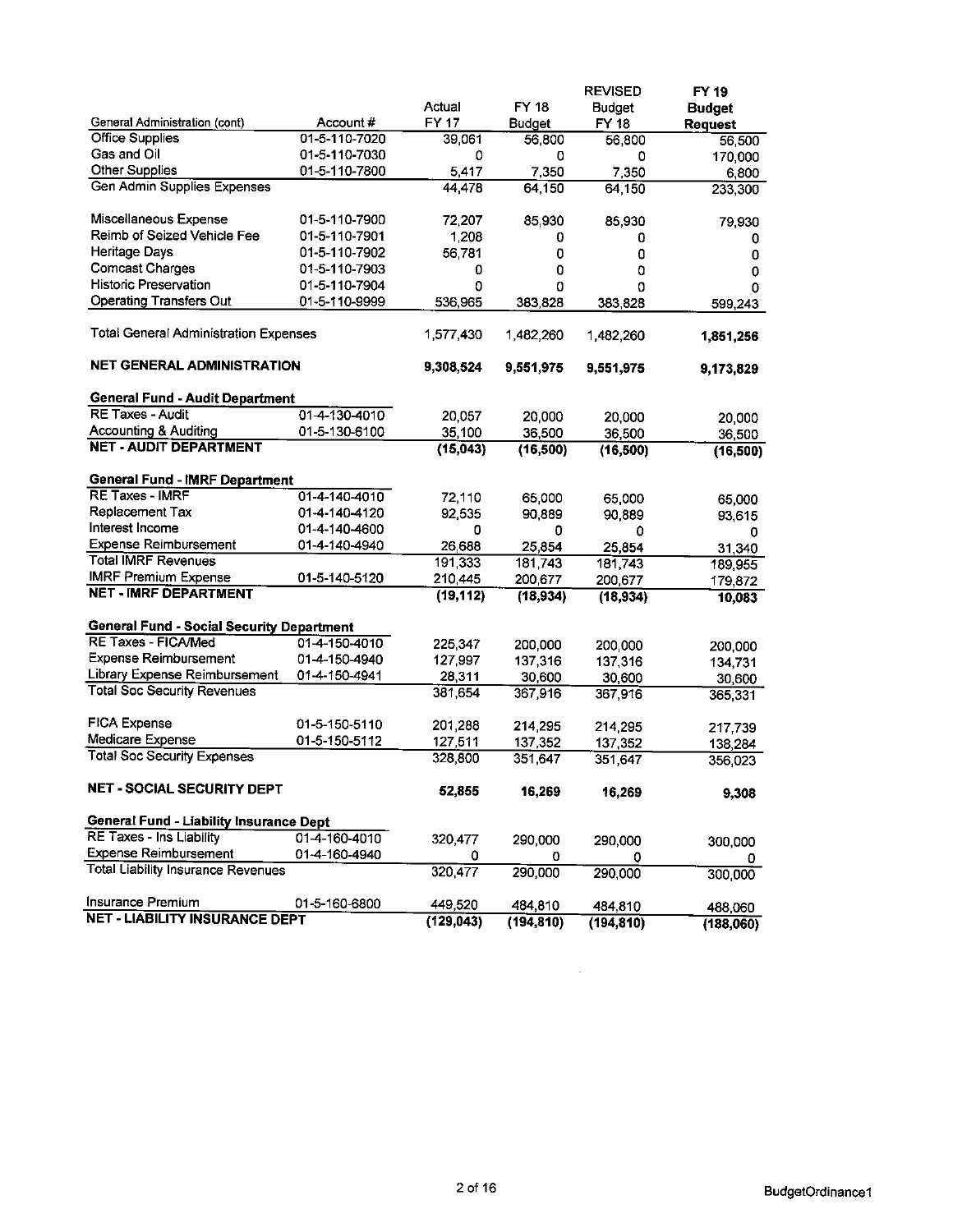| General Administration (cont) | Account # | Actual FY 17 | FY 18 Budget | REVISED Budget FY 18 | FY 19 Budget Request |
|---|---|---|---|---|---|
| Office Supplies | 01-5-110-7020 | 39,061 | 56,800 | 56,800 | 56,500 |
| Gas and Oil | 01-5-110-7030 | 0 | 0 | 0 | 170,000 |
| Other Supplies | 01-5-110-7800 | 5,417 | 7,350 | 7,350 | 6,800 |
| Gen Admin Supplies Expenses | | 44,478 | 64,150 | 64,150 | 233,300 |
| | | | | | |
| Miscellaneous Expense | 01-5-110-7900 | 72,207 | 85,930 | 85,930 | 79,930 |
| Reimb of Seized Vehicle Fee | 01-5-110-7901 | 1,208 | 0 | 0 | 0 |
| Heritage Days | 01-5-110-7902 | 56,781 | 0 | 0 | 0 |
| Comcast Charges | 01-5-110-7903 | 0 | 0 | 0 | 0 |
| Historic Preservation | 01-5-110-7904 | 0 | 0 | 0 | 0 |
| Operating Transfers Out | 01-5-110-9999 | 536,965 | 383,828 | 383,828 | 599,243 |
| | | | | | |
| Total General Administration Expenses | | 1,577,430 | 1,482,260 | 1,482,260 | **1,851,256** |
| | | | | | |
| **NET GENERAL ADMINISTRATION** | | **9,308,524** | **9,551,975** | **9,551,975** | **9,173,829** |
| | | | | | |
| **General Fund - Audit Department** | | | | | |
| RE Taxes - Audit | 01-4-130-4010 | 20,057 | 20,000 | 20,000 | 20,000 |
| Accounting & Auditing | 01-5-130-6100 | 35,100 | 36,500 | 36,500 | 36,500 |
| **NET - AUDIT DEPARTMENT** | | **(15,043)** | **(16,500)** | **(16,500)** | **(16,500)** |
| | | | | | |
| **General Fund - IMRF Department** | | | | | |
| RE Taxes - IMRF | 01-4-140-4010 | 72,110 | 65,000 | 65,000 | 65,000 |
| Replacement Tax | 01-4-140-4120 | 92,535 | 90,889 | 90,889 | 93,615 |
| Interest Income | 01-4-140-4600 | 0 | 0 | 0 | 0 |
| Expense Reimbursement | 01-4-140-4940 | 26,688 | 25,854 | 25,854 | 31,340 |
| Total IMRF Revenues | | 191,333 | 181,743 | 181,743 | 189,955 |
| IMRF Premium Expense | 01-5-140-5120 | 210,445 | 200,677 | 200,677 | 179,872 |
| **NET - IMRF DEPARTMENT** | | **(19,112)** | **(18,934)** | **(18,934)** | **10,083** |
| | | | | | |
| **General Fund - Social Security Department** | | | | | |
| RE Taxes - FICA/Med | 01-4-150-4010 | 225,347 | 200,000 | 200,000 | 200,000 |
| Expense Reimbursement | 01-4-150-4940 | 127,997 | 137,316 | 137,316 | 134,731 |
| Library Expense Reimbursement | 01-4-150-4941 | 28,311 | 30,600 | 30,600 | 30,600 |
| Total Soc Security Revenues | | 381,654 | 367,916 | 367,916 | 365,331 |
| | | | | | |
| FICA Expense | 01-5-150-5110 | 201,288 | 214,295 | 214,295 | 217,739 |
| Medicare Expense | 01-5-150-5112 | 127,511 | 137,352 | 137,352 | 138,284 |
| Total Soc Security Expenses | | 328,800 | 351,647 | 351,647 | 356,023 |
| | | | | | |
| **NET - SOCIAL SECURITY DEPT** | | **52,855** | **16,269** | **16,269** | **9,308** |
| | | | | | |
| **General Fund - Liability Insurance Dept** | | | | | |
| RE Taxes - Ins Liability | 01-4-160-4010 | 320,477 | 290,000 | 290,000 | 300,000 |
| Expense Reimbursement | 01-4-160-4940 | 0 | 0 | 0 | 0 |
| Total Liability Insurance Revenues | | 320,477 | 290,000 | 290,000 | 300,000 |
| | | | | | |
| Insurance Premium | 01-5-160-6800 | 449,520 | 484,810 | 484,810 | 488,060 |
| **NET - LIABILITY INSURANCE DEPT** | | **(129,043)** | **(194,810)** | **(194,810)** | **(188,060)** |

BudgetOrdinance1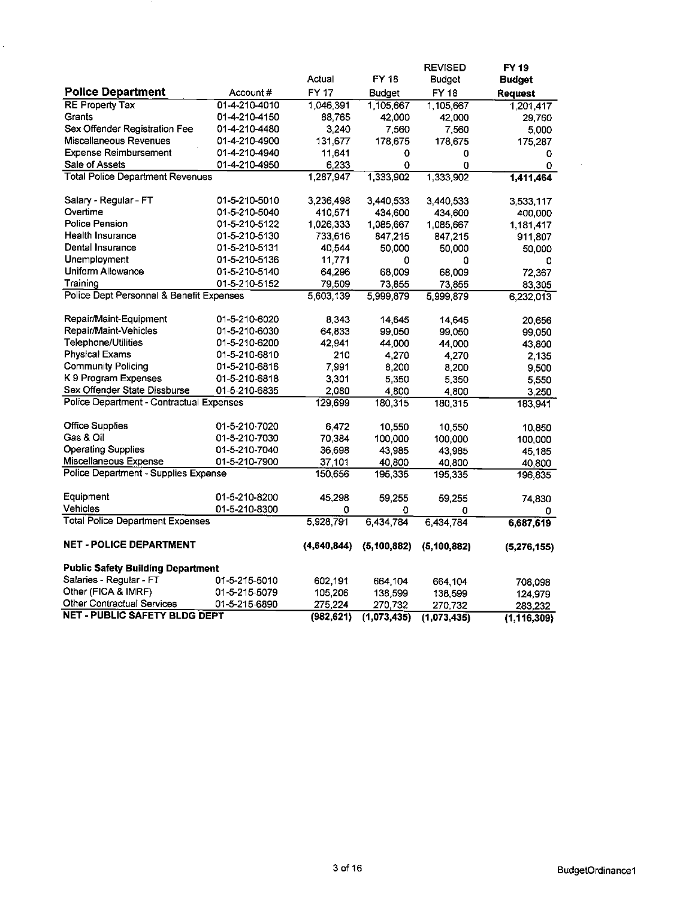| Police Department | Account # | Actual FY 17 | FY 18 Budget | REVISED Budget FY 18 | FY 19 Budget Request |
|---|---|---|---|---|---|
| RE Property Tax | 01-4-210-4010 | 1,046,391 | 1,105,667 | 1,105,667 | 1,201,417 |
| Grants | 01-4-210-4150 | 88,765 | 42,000 | 42,000 | 29,760 |
| Sex Offender Registration Fee | 01-4-210-4480 | 3,240 | 7,560 | 7,560 | 5,000 |
| Miscellaneous Revenues | 01-4-210-4900 | 131,677 | 178,675 | 178,675 | 175,287 |
| Expense Reimbursement | 01-4-210-4940 | 11,641 | 0 | 0 | 0 |
| Sale of Assets | 01-4-210-4950 | 6,233 | 0 | 0 | 0 |
| Total Police Department Revenues | | 1,287,947 | 1,333,902 | 1,333,902 | **1,411,464** |
| | | | | | |
| Salary - Regular - FT | 01-5-210-5010 | 3,236,498 | 3,440,533 | 3,440,533 | 3,533,117 |
| Overtime | 01-5-210-5040 | 410,571 | 434,600 | 434,600 | 400,000 |
| Police Pension | 01-5-210-5122 | 1,026,333 | 1,085,667 | 1,085,667 | 1,181,417 |
| Health Insurance | 01-5-210-5130 | 733,616 | 847,215 | 847,215 | 911,807 |
| Dental Insurance | 01-5-210-5131 | 40,544 | 50,000 | 50,000 | 50,000 |
| Unemployment | 01-5-210-5136 | 11,771 | 0 | 0 | 0 |
| Uniform Allowance | 01-5-210-5140 | 64,296 | 68,009 | 68,009 | 72,367 |
| Training | 01-5-210-5152 | 79,509 | 73,855 | 73,855 | 83,305 |
| Police Dept Personnel & Benefit Expenses | | 5,603,139 | 5,999,879 | 5,999,879 | 6,232,013 |
| | | | | | |
| Repair/Maint-Equipment | 01-5-210-6020 | 8,343 | 14,645 | 14,645 | 20,656 |
| Repair/Maint-Vehicles | 01-5-210-6030 | 64,833 | 99,050 | 99,050 | 99,050 |
| Telephone/Utilities | 01-5-210-6200 | 42,941 | 44,000 | 44,000 | 43,800 |
| Physical Exams | 01-5-210-6810 | 210 | 4,270 | 4,270 | 2,135 |
| Community Policing | 01-5-210-6816 | 7,991 | 8,200 | 8,200 | 9,500 |
| K 9 Program Expenses | 01-5-210-6818 | 3,301 | 5,350 | 5,350 | 5,550 |
| Sex Offender State Dissburse | 01-5-210-6835 | 2,080 | 4,800 | 4,800 | 3,250 |
| Police Department - Contractual Expenses | | 129,699 | 180,315 | 180,315 | 183,941 |
| | | | | | |
| Office Supplies | 01-5-210-7020 | 6,472 | 10,550 | 10,550 | 10,850 |
| Gas & Oil | 01-5-210-7030 | 70,384 | 100,000 | 100,000 | 100,000 |
| Operating Supplies | 01-5-210-7040 | 36,698 | 43,985 | 43,985 | 45,185 |
| Miscellaneous Expense | 01-5-210-7900 | 37,101 | 40,800 | 40,800 | 40,800 |
| Police Department - Supplies Expense | | 150,656 | 195,335 | 195,335 | 196,835 |
| | | | | | |
| Equipment | 01-5-210-8200 | 45,298 | 59,255 | 59,255 | 74,830 |
| Vehicles | 01-5-210-8300 | 0 | 0 | 0 | 0 |
| Total Police Department Expenses | | 5,928,791 | 6,434,784 | 6,434,784 | **6,687,619** |
| | | | | | |
| **NET - POLICE DEPARTMENT** | | **(4,640,844)** | **(5,100,882)** | **(5,100,882)** | **(5,276,155)** |
| | | | | | |
| **Public Safety Building Department** | | | | | |
| Salaries - Regular - FT | 01-5-215-5010 | 602,191 | 664,104 | 664,104 | 708,098 |
| Other (FICA & IMRF) | 01-5-215-5079 | 105,206 | 138,599 | 138,599 | 124,979 |
| Other Contractual Services | 01-5-215-6890 | 275,224 | 270,732 | 270,732 | 283,232 |
| **NET - PUBLIC SAFETY BLDG DEPT** | | **(982,621)** | **(1,073,435)** | **(1,073,435)** | **(1,116,309)** |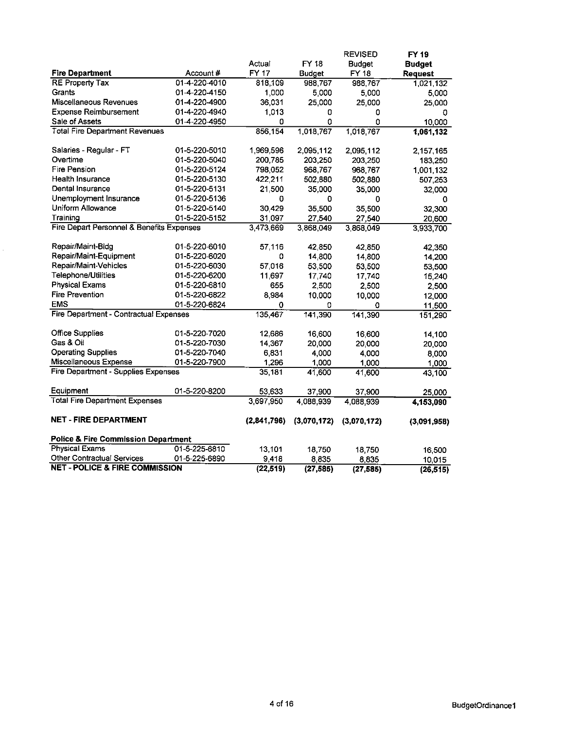| Fire Department | Account # | Actual FY 17 | FY 18 Budget | REVISED Budget FY 18 | FY 19 Budget Request |
|---|---|---|---|---|---|
| RE Property Tax | 01-4-220-4010 | 818,109 | 988,767 | 988,767 | 1,021,132 |
| Grants | 01-4-220-4150 | 1,000 | 5,000 | 5,000 | 5,000 |
| Miscellaneous Revenues | 01-4-220-4900 | 36,031 | 25,000 | 25,000 | 25,000 |
| Expense Reimbursement | 01-4-220-4940 | 1,013 | 0 | 0 | 0 |
| Sale of Assets | 01-4-220-4950 | 0 | 0 | 0 | 10,000 |
| Total Fire Department Revenues | | 856,154 | 1,018,767 | 1,018,767 | **1,061,132** |
| | | | | | |
| Salaries - Regular - FT | 01-5-220-5010 | 1,969,596 | 2,095,112 | 2,095,112 | 2,157,165 |
| Overtime | 01-5-220-5040 | 200,785 | 203,250 | 203,250 | 183,250 |
| Fire Pension | 01-5-220-5124 | 798,052 | 968,767 | 968,767 | 1,001,132 |
| Health Insurance | 01-5-220-5130 | 422,211 | 502,880 | 502,880 | 507,253 |
| Dental Insurance | 01-5-220-5131 | 21,500 | 35,000 | 35,000 | 32,000 |
| Unemployment Insurance | 01-5-220-5136 | 0 | 0 | 0 | 0 |
| Uniform Allowance | 01-5-220-5140 | 30,429 | 35,500 | 35,500 | 32,300 |
| Training | 01-5-220-5152 | 31,097 | 27,540 | 27,540 | 20,600 |
| Fire Depart Personnel & Benefits Expenses | | 3,473,669 | 3,868,049 | 3,868,049 | 3,933,700 |
| | | | | | |
| Repair/Maint-Bldg | 01-5-220-6010 | 57,116 | 42,850 | 42,850 | 42,350 |
| Repair/Maint-Equipment | 01-5-220-6020 | 0 | 14,800 | 14,800 | 14,200 |
| Repair/Maint-Vehicles | 01-5-220-6030 | 57,016 | 53,500 | 53,500 | 53,500 |
| Telephone/Utilities | 01-5-220-6200 | 11,697 | 17,740 | 17,740 | 15,240 |
| Physical Exams | 01-5-220-6810 | 655 | 2,500 | 2,500 | 2,500 |
| Fire Prevention | 01-5-220-6822 | 8,984 | 10,000 | 10,000 | 12,000 |
| EMS | 01-5-220-6824 | 0 | 0 | 0 | 11,500 |
| Fire Department - Contractual Expenses | | 135,467 | 141,390 | 141,390 | 151,290 |
| | | | | | |
| Office Supplies | 01-5-220-7020 | 12,686 | 16,600 | 16,600 | 14,100 |
| Gas & Oil | 01-5-220-7030 | 14,367 | 20,000 | 20,000 | 20,000 |
| Operating Supplies | 01-5-220-7040 | 6,831 | 4,000 | 4,000 | 8,000 |
| Miscellaneous Expense | 01-5-220-7900 | 1,296 | 1,000 | 1,000 | 1,000 |
| Fire Department - Supplies Expenses | | 35,181 | 41,600 | 41,600 | 43,100 |
| | | | | | |
| Equipment | 01-5-220-8200 | 53,633 | 37,900 | 37,900 | 25,000 |
| Total Fire Department Expenses | | 3,697,950 | 4,088,939 | 4,088,939 | **4,153,090** |
| | | | | | |
| **NET - FIRE DEPARTMENT** | | **(2,841,796)** | **(3,070,172)** | **(3,070,172)** | **(3,091,958)** |
| | | | | | |
| **Police & Fire Commission Department** | | | | | |
| Physical Exams | 01-5-225-6810 | 13,101 | 18,750 | 18,750 | 16,500 |
| Other Contractual Services | 01-5-225-6890 | 9,418 | 8,835 | 8,835 | 10,015 |
| **NET - POLICE & FIRE COMMISSION** | | **(22,519)** | **(27,585)** | **(27,585)** | **(26,515)** |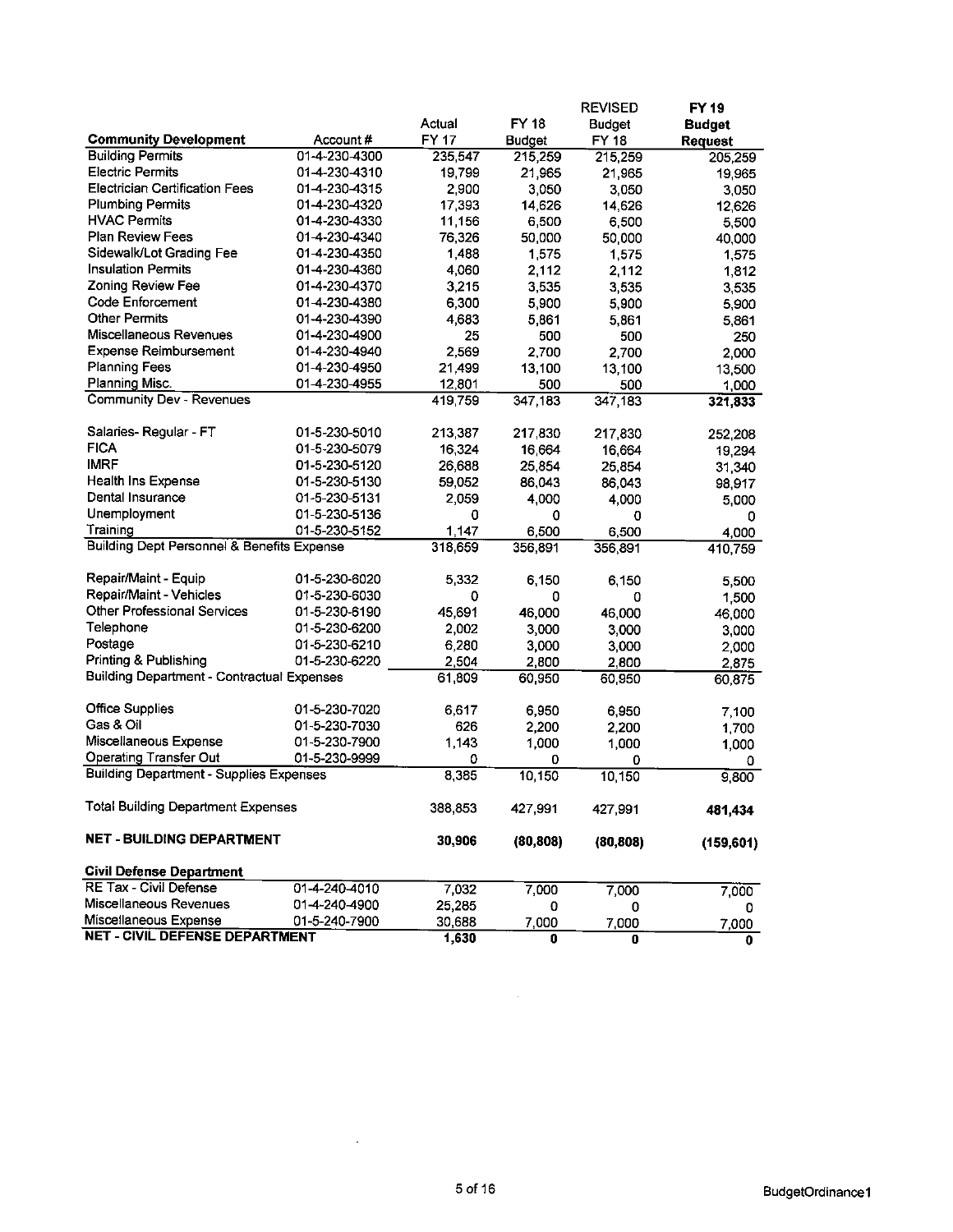| Community Development | Account # | Actual FY 17 | FY 18 Budget | REVISED Budget FY 18 | FY 19 Budget Request |
|---|---|---|---|---|---|
| Building Permits | 01-4-230-4300 | 235,547 | 215,259 | 215,259 | 205,259 |
| Electric Permits | 01-4-230-4310 | 19,799 | 21,965 | 21,965 | 19,965 |
| Electrician Certification Fees | 01-4-230-4315 | 2,900 | 3,050 | 3,050 | 3,050 |
| Plumbing Permits | 01-4-230-4320 | 17,393 | 14,626 | 14,626 | 12,626 |
| HVAC Permits | 01-4-230-4330 | 11,156 | 6,500 | 6,500 | 5,500 |
| Plan Review Fees | 01-4-230-4340 | 76,326 | 50,000 | 50,000 | 40,000 |
| Sidewalk/Lot Grading Fee | 01-4-230-4350 | 1,488 | 1,575 | 1,575 | 1,575 |
| Insulation Permits | 01-4-230-4360 | 4,060 | 2,112 | 2,112 | 1,812 |
| Zoning Review Fee | 01-4-230-4370 | 3,215 | 3,535 | 3,535 | 3,535 |
| Code Enforcement | 01-4-230-4380 | 6,300 | 5,900 | 5,900 | 5,900 |
| Other Permits | 01-4-230-4390 | 4,683 | 5,861 | 5,861 | 5,861 |
| Miscellaneous Revenues | 01-4-230-4900 | 25 | 500 | 500 | 250 |
| Expense Reimbursement | 01-4-230-4940 | 2,569 | 2,700 | 2,700 | 2,000 |
| Planning Fees | 01-4-230-4950 | 21,499 | 13,100 | 13,100 | 13,500 |
| Planning Misc. | 01-4-230-4955 | 12,801 | 500 | 500 | 1,000 |
| Community Dev - Revenues | | 419,759 | 347,183 | 347,183 | **321,833** |
| | | | | | |
| Salaries- Regular - FT | 01-5-230-5010 | 213,387 | 217,830 | 217,830 | 252,208 |
| FICA | 01-5-230-5079 | 16,324 | 16,664 | 16,664 | 19,294 |
| IMRF | 01-5-230-5120 | 26,688 | 25,854 | 25,854 | 31,340 |
| Health Ins Expense | 01-5-230-5130 | 59,052 | 86,043 | 86,043 | 98,917 |
| Dental Insurance | 01-5-230-5131 | 2,059 | 4,000 | 4,000 | 5,000 |
| Unemployment | 01-5-230-5136 | 0 | 0 | 0 | 0 |
| Training | 01-5-230-5152 | 1,147 | 6,500 | 6,500 | 4,000 |
| Building Dept Personnel & Benefits Expense | | 318,659 | 356,891 | 356,891 | 410,759 |
| | | | | | |
| Repair/Maint - Equip | 01-5-230-6020 | 5,332 | 6,150 | 6,150 | 5,500 |
| Repair/Maint - Vehicles | 01-5-230-6030 | 0 | 0 | 0 | 1,500 |
| Other Professional Services | 01-5-230-6190 | 45,691 | 46,000 | 46,000 | 46,000 |
| Telephone | 01-5-230-6200 | 2,002 | 3,000 | 3,000 | 3,000 |
| Postage | 01-5-230-6210 | 6,280 | 3,000 | 3,000 | 2,000 |
| Printing & Publishing | 01-5-230-6220 | 2,504 | 2,800 | 2,800 | 2,875 |
| Building Department - Contractual Expenses | | 61,809 | 60,950 | 60,950 | 60,875 |
| | | | | | |
| Office Supplies | 01-5-230-7020 | 6,617 | 6,950 | 6,950 | 7,100 |
| Gas & Oil | 01-5-230-7030 | 626 | 2,200 | 2,200 | 1,700 |
| Miscellaneous Expense | 01-5-230-7900 | 1,143 | 1,000 | 1,000 | 1,000 |
| Operating Transfer Out | 01-5-230-9999 | 0 | 0 | 0 | 0 |
| Building Department - Supplies Expenses | | 8,385 | 10,150 | 10,150 | 9,800 |
| | | | | | |
| Total Building Department Expenses | | 388,853 | 427,991 | 427,991 | **481,434** |
| | | | | | |
| **NET - BUILDING DEPARTMENT** | | **30,906** | **(80,808)** | **(80,808)** | **(159,601)** |
| | | | | | |
| **Civil Defense Department** | | | | | |
| RE Tax - Civil Defense | 01-4-240-4010 | 7,032 | 7,000 | 7,000 | 7,000 |
| Miscellaneous Revenues | 01-4-240-4900 | 25,285 | 0 | 0 | 0 |
| Miscellaneous Expense | 01-5-240-7900 | 30,688 | 7,000 | 7,000 | 7,000 |
| **NET - CIVIL DEFENSE DEPARTMENT** | | **1,630** | **0** | **0** | **0** |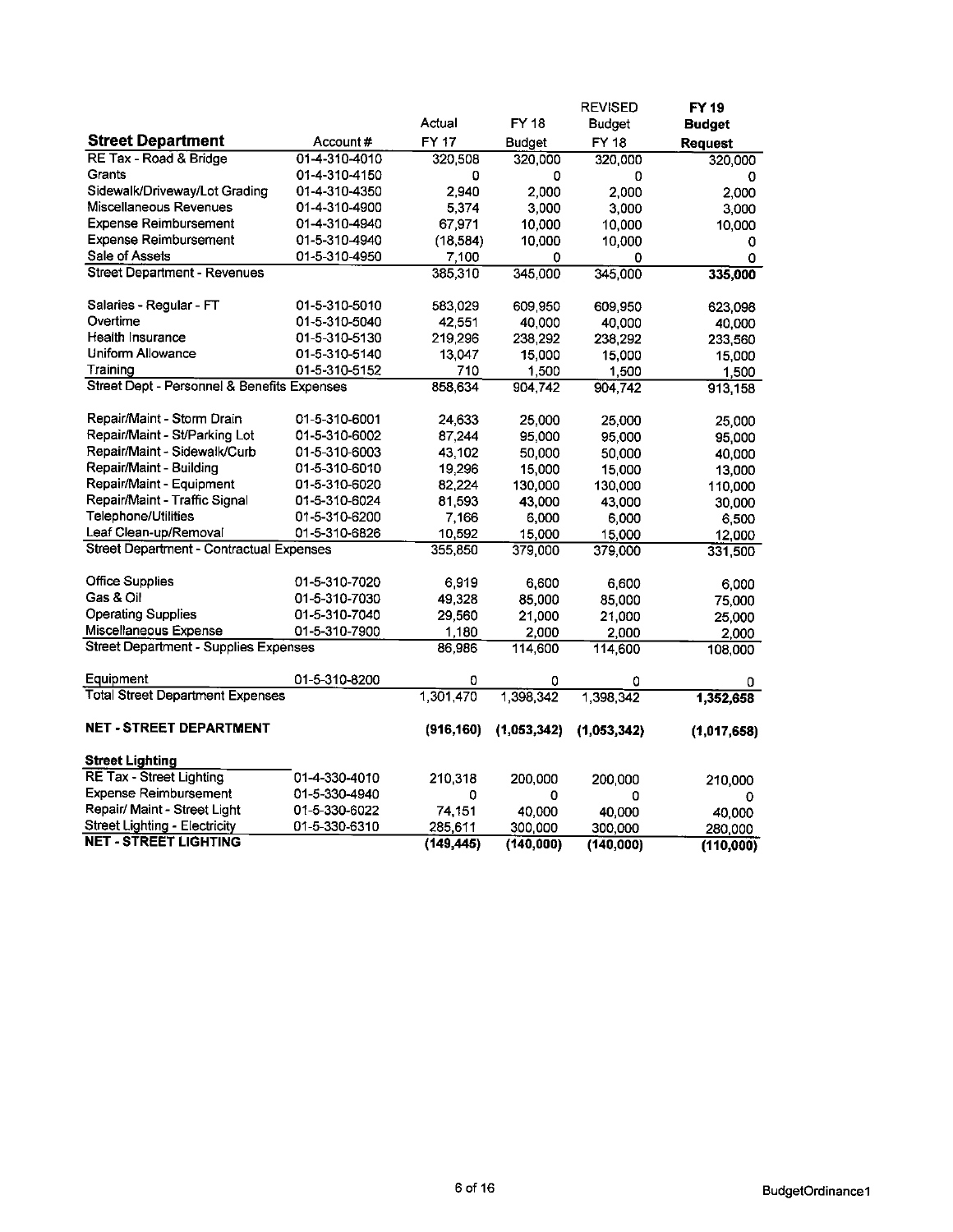| Street Department | Account # | Actual FY 17 | FY 18 Budget | REVISED Budget FY 18 | FY 19 Budget Request |
|---|---|---|---|---|---|
| RE Tax - Road & Bridge | 01-4-310-4010 | 320,508 | 320,000 | 320,000 | 320,000 |
| Grants | 01-4-310-4150 | 0 | 0 | 0 | 0 |
| Sidewalk/Driveway/Lot Grading | 01-4-310-4350 | 2,940 | 2,000 | 2,000 | 2,000 |
| Miscellaneous Revenues | 01-4-310-4900 | 5,374 | 3,000 | 3,000 | 3,000 |
| Expense Reimbursement | 01-4-310-4940 | 67,971 | 10,000 | 10,000 | 10,000 |
| Expense Reimbursement | 01-5-310-4940 | (18,584) | 10,000 | 10,000 | 0 |
| Sale of Assets | 01-5-310-4950 | 7,100 | 0 | 0 | 0 |
| Street Department - Revenues | | 385,310 | 345,000 | 345,000 | **335,000** |
| | | | | | |
| Salaries - Regular - FT | 01-5-310-5010 | 583,029 | 609,950 | 609,950 | 623,098 |
| Overtime | 01-5-310-5040 | 42,551 | 40,000 | 40,000 | 40,000 |
| Health Insurance | 01-5-310-5130 | 219,296 | 238,292 | 238,292 | 233,560 |
| Uniform Allowance | 01-5-310-5140 | 13,047 | 15,000 | 15,000 | 15,000 |
| Training | 01-5-310-5152 | 710 | 1,500 | 1,500 | 1,500 |
| Street Dept - Personnel & Benefits Expenses | | 858,634 | 904,742 | 904,742 | 913,158 |
| | | | | | |
| Repair/Maint - Storm Drain | 01-5-310-6001 | 24,633 | 25,000 | 25,000 | 25,000 |
| Repair/Maint - St/Parking Lot | 01-5-310-6002 | 87,244 | 95,000 | 95,000 | 95,000 |
| Repair/Maint - Sidewalk/Curb | 01-5-310-6003 | 43,102 | 50,000 | 50,000 | 40,000 |
| Repair/Maint - Building | 01-5-310-6010 | 19,296 | 15,000 | 15,000 | 13,000 |
| Repair/Maint - Equipment | 01-5-310-6020 | 82,224 | 130,000 | 130,000 | 110,000 |
| Repair/Maint - Traffic Signal | 01-5-310-6024 | 81,593 | 43,000 | 43,000 | 30,000 |
| Telephone/Utilities | 01-5-310-6200 | 7,166 | 6,000 | 6,000 | 6,500 |
| Leaf Clean-up/Removal | 01-5-310-6826 | 10,592 | 15,000 | 15,000 | 12,000 |
| Street Department - Contractual Expenses | | 355,850 | 379,000 | 379,000 | 331,500 |
| | | | | | |
| Office Supplies | 01-5-310-7020 | 6,919 | 6,600 | 6,600 | 6,000 |
| Gas & Oil | 01-5-310-7030 | 49,328 | 85,000 | 85,000 | 75,000 |
| Operating Supplies | 01-5-310-7040 | 29,560 | 21,000 | 21,000 | 25,000 |
| Miscellaneous Expense | 01-5-310-7900 | 1,180 | 2,000 | 2,000 | 2,000 |
| Street Department - Supplies Expenses | | 86,986 | 114,600 | 114,600 | 108,000 |
| | | | | | |
| Equipment | 01-5-310-8200 | 0 | 0 | 0 | 0 |
| Total Street Department Expenses | | 1,301,470 | 1,398,342 | 1,398,342 | **1,352,658** |
| | | | | | |
| **NET - STREET DEPARTMENT** | | **(916,160)** | **(1,053,342)** | **(1,053,342)** | **(1,017,658)** |
| | | | | | |
| **Street Lighting** | | | | | |
| RE Tax - Street Lighting | 01-4-330-4010 | 210,318 | 200,000 | 200,000 | 210,000 |
| Expense Reimbursement | 01-5-330-4940 | 0 | 0 | 0 | 0 |
| Repair/ Maint - Street Light | 01-5-330-6022 | 74,151 | 40,000 | 40,000 | 40,000 |
| Street Lighting - Electricity | 01-5-330-6310 | 285,611 | 300,000 | 300,000 | 280,000 |
| **NET - STREET LIGHTING** | | **(149,445)** | **(140,000)** | **(140,000)** | **(110,000)** |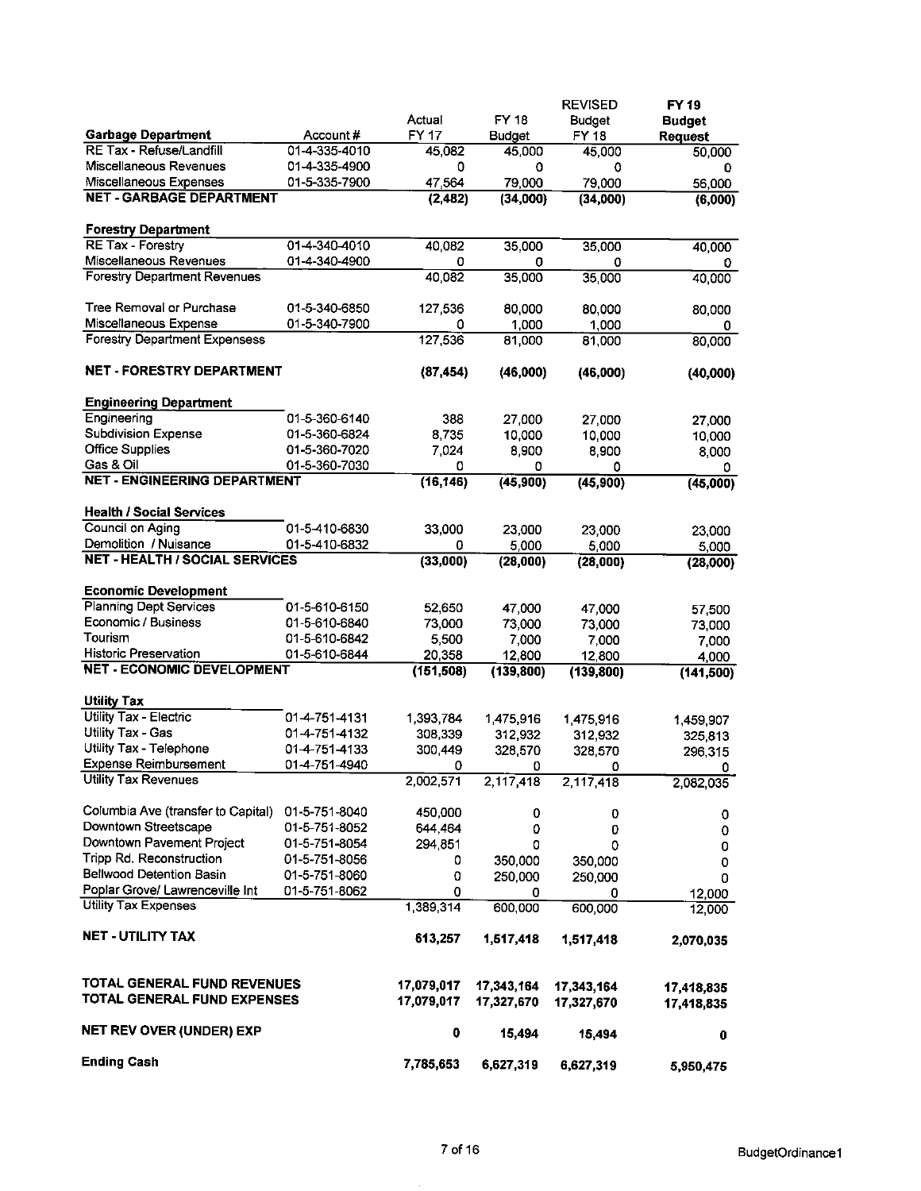| Garbage Department | Account # | Actual FY 17 | FY 18 Budget | REVISED Budget FY 18 | FY 19 Budget Request |
|---|---|---|---|---|---|
| RE Tax - Refuse/Landfill | 01-4-335-4010 | 45,082 | 45,000 | 45,000 | 50,000 |
| Miscellaneous Revenues | 01-4-335-4900 | 0 | 0 | 0 | 0 |
| Miscellaneous Expenses | 01-5-335-7900 | 47,564 | 79,000 | 79,000 | 56,000 |
| **NET - GARBAGE DEPARTMENT** | | **(2,482)** | **(34,000)** | **(34,000)** | **(6,000)** |
| | | | | | |
| **Forestry Department** | | | | | |
| RE Tax - Forestry | 01-4-340-4010 | 40,082 | 35,000 | 35,000 | 40,000 |
| Miscellaneous Revenues | 01-4-340-4900 | 0 | 0 | 0 | 0 |
| Forestry Department Revenues | | 40,082 | 35,000 | 35,000 | 40,000 |
| | | | | | |
| Tree Removal or Purchase | 01-5-340-6850 | 127,536 | 80,000 | 80,000 | 80,000 |
| Miscellaneous Expense | 01-5-340-7900 | 0 | 1,000 | 1,000 | 0 |
| Forestry Department Expensess | | 127,536 | 81,000 | 81,000 | 80,000 |
| | | | | | |
| **NET - FORESTRY DEPARTMENT** | | **(87,454)** | **(46,000)** | **(46,000)** | **(40,000)** |
| | | | | | |
| **Engineering Department** | | | | | |
| Engineering | 01-5-360-6140 | 388 | 27,000 | 27,000 | 27,000 |
| Subdivision Expense | 01-5-360-6824 | 8,735 | 10,000 | 10,000 | 10,000 |
| Office Supplies | 01-5-360-7020 | 7,024 | 8,900 | 8,900 | 8,000 |
| Gas & Oil | 01-5-360-7030 | 0 | 0 | 0 | 0 |
| **NET - ENGINEERING DEPARTMENT** | | **(16,146)** | **(45,900)** | **(45,900)** | **(45,000)** |
| | | | | | |
| **Health / Social Services** | | | | | |
| Council on Aging | 01-5-410-6830 | 33,000 | 23,000 | 23,000 | 23,000 |
| Demolition / Nuisance | 01-5-410-6832 | 0 | 5,000 | 5,000 | 5,000 |
| **NET - HEALTH / SOCIAL SERVICES** | | **(33,000)** | **(28,000)** | **(28,000)** | **(28,000)** |
| | | | | | |
| **Economic Development** | | | | | |
| Planning Dept Services | 01-5-610-6150 | 52,650 | 47,000 | 47,000 | 57,500 |
| Economic / Business | 01-5-610-6840 | 73,000 | 73,000 | 73,000 | 73,000 |
| Tourism | 01-5-610-6842 | 5,500 | 7,000 | 7,000 | 7,000 |
| Historic Preservation | 01-5-610-6844 | 20,358 | 12,800 | 12,800 | 4,000 |
| **NET - ECONOMIC DEVELOPMENT** | | **(151,508)** | **(139,800)** | **(139,800)** | **(141,500)** |
| | | | | | |
| **Utility Tax** | | | | | |
| Utility Tax - Electric | 01-4-751-4131 | 1,393,784 | 1,475,916 | 1,475,916 | 1,459,907 |
| Utility Tax - Gas | 01-4-751-4132 | 308,339 | 312,932 | 312,932 | 325,813 |
| Utility Tax - Telephone | 01-4-751-4133 | 300,449 | 328,570 | 328,570 | 296,315 |
| Expense Reimbursement | 01-4-751-4940 | 0 | 0 | 0 | 0 |
| Utility Tax Revenues | | 2,002,571 | 2,117,418 | 2,117,418 | 2,082,035 |
| | | | | | |
| Columbia Ave (transfer to Capital) | 01-5-751-8040 | 450,000 | 0 | 0 | 0 |
| Downtown Streetscape | 01-5-751-8052 | 644,464 | 0 | 0 | 0 |
| Downtown Pavement Project | 01-5-751-8054 | 294,851 | 0 | 0 | 0 |
| Tripp Rd. Reconstruction | 01-5-751-8056 | 0 | 350,000 | 350,000 | 0 |
| Bellwood Detention Basin | 01-5-751-8060 | 0 | 250,000 | 250,000 | 0 |
| Poplar Grove/ Lawrenceville Int | 01-5-751-8062 | 0 | 0 | 0 | 12,000 |
| Utility Tax Expenses | | 1,389,314 | 600,000 | 600,000 | 12,000 |
| | | | | | |
| **NET - UTILITY TAX** | | **613,257** | **1,517,418** | **1,517,418** | **2,070,035** |
| | | | | | |
| **TOTAL GENERAL FUND REVENUES** | | **17,079,017** | **17,343,164** | **17,343,164** | **17,418,835** |
| **TOTAL GENERAL FUND EXPENSES** | | **17,079,017** | **17,327,670** | **17,327,670** | **17,418,835** |
| | | | | | |
| **NET REV OVER (UNDER) EXP** | | **0** | **15,494** | **15,494** | **0** |
| | | | | | |
| **Ending Cash** | | **7,785,653** | **6,627,319** | **6,627,319** | **5,950,475** |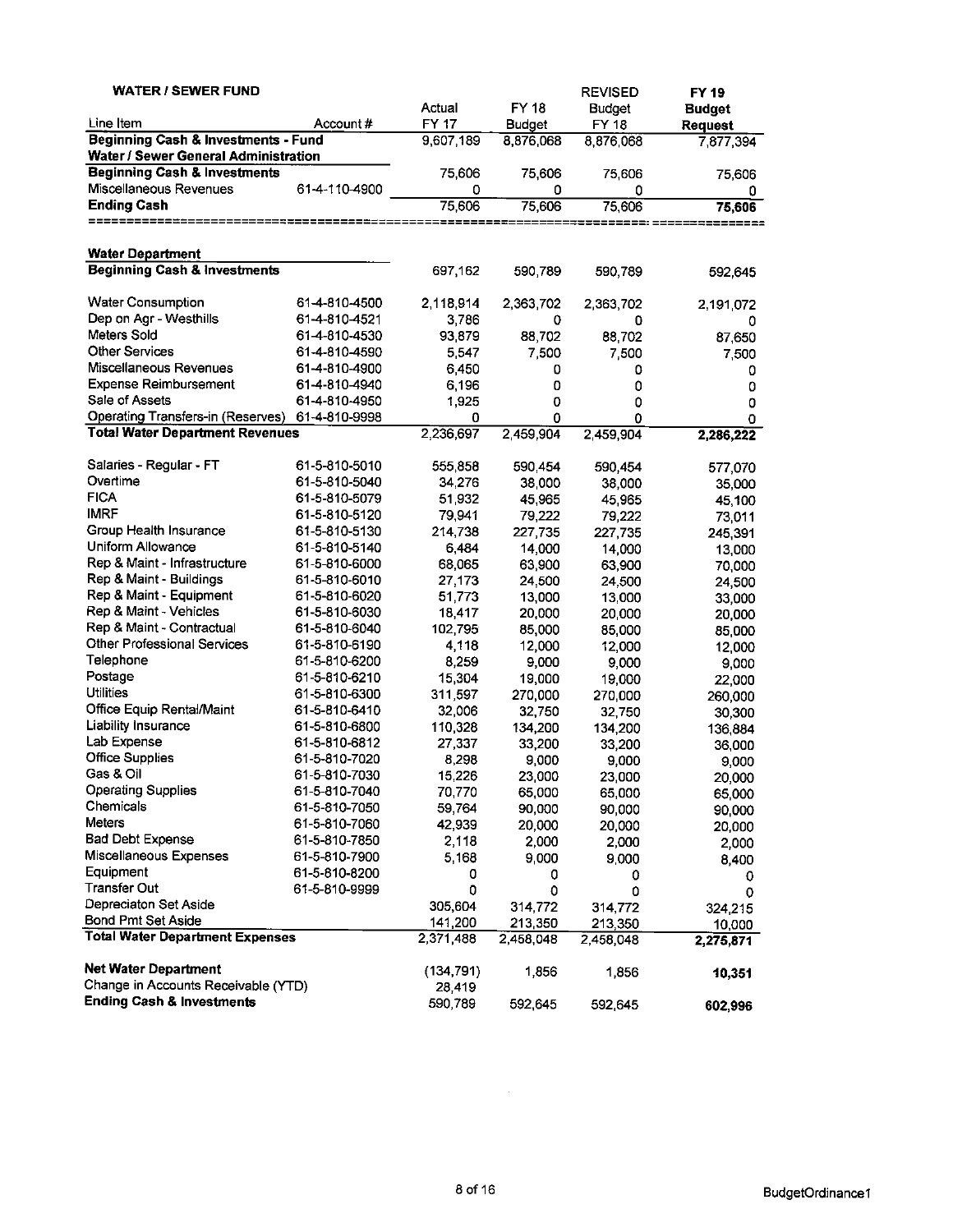| WATER / SEWER FUND<br>Line Item | Account # | Actual FY 17 | FY 18 Budget | REVISED Budget FY 18 | **FY 19 Budget Request** |
|---|---|---|---|---|---|
| **Beginning Cash & Investments - Fund** | | 9,607,189 | 8,876,068 | 8,876,068 | 7,877,394 |
| **Water / Sewer General Administration** | | | | | |
| **Beginning Cash & Investments** | | 75,606 | 75,606 | 75,606 | 75,606 |
| Miscellaneous Revenues | 61-4-110-4900 | 0 | 0 | 0 | 0 |
| **Ending Cash** | | 75,606 | 75,606 | 75,606 | **75,606** |
| | | | | | |
| **Water Department** | | | | | |
| **Beginning Cash & Investments** | | 697,162 | 590,789 | 590,789 | 592,645 |
| Water Consumption | 61-4-810-4500 | 2,118,914 | 2,363,702 | 2,363,702 | 2,191,072 |
| Dep on Agr - Westhills | 61-4-810-4521 | 3,786 | 0 | 0 | 0 |
| Meters Sold | 61-4-810-4530 | 93,879 | 88,702 | 88,702 | 87,650 |
| Other Services | 61-4-810-4590 | 5,547 | 7,500 | 7,500 | 7,500 |
| Miscellaneous Revenues | 61-4-810-4900 | 6,450 | 0 | 0 | 0 |
| Expense Reimbursement | 61-4-810-4940 | 6,196 | 0 | 0 | 0 |
| Sale of Assets | 61-4-810-4950 | 1,925 | 0 | 0 | 0 |
| Operating Transfers-in (Reserves) | 61-4-810-9998 | 0 | 0 | 0 | 0 |
| **Total Water Department Revenues** | | 2,236,697 | 2,459,904 | 2,459,904 | **2,286,222** |
| Salaries - Regular - FT | 61-5-810-5010 | 555,858 | 590,454 | 590,454 | 577,070 |
| Overtime | 61-5-810-5040 | 34,276 | 38,000 | 38,000 | 35,000 |
| FICA | 61-5-810-5079 | 51,932 | 45,965 | 45,965 | 45,100 |
| IMRF | 61-5-810-5120 | 79,941 | 79,222 | 79,222 | 73,011 |
| Group Health Insurance | 61-5-810-5130 | 214,738 | 227,735 | 227,735 | 245,391 |
| Uniform Allowance | 61-5-810-5140 | 6,484 | 14,000 | 14,000 | 13,000 |
| Rep & Maint - Infrastructure | 61-5-810-6000 | 68,065 | 63,900 | 63,900 | 70,000 |
| Rep & Maint - Buildings | 61-5-810-6010 | 27,173 | 24,500 | 24,500 | 24,500 |
| Rep & Maint - Equipment | 61-5-810-6020 | 51,773 | 13,000 | 13,000 | 33,000 |
| Rep & Maint - Vehicles | 61-5-810-6030 | 18,417 | 20,000 | 20,000 | 20,000 |
| Rep & Maint - Contractual | 61-5-810-6040 | 102,795 | 85,000 | 85,000 | 85,000 |
| Other Professional Services | 61-5-810-6190 | 4,118 | 12,000 | 12,000 | 12,000 |
| Telephone | 61-5-810-6200 | 8,259 | 9,000 | 9,000 | 9,000 |
| Postage | 61-5-810-6210 | 15,304 | 19,000 | 19,000 | 22,000 |
| Utilities | 61-5-810-6300 | 311,597 | 270,000 | 270,000 | 260,000 |
| Office Equip Rental/Maint | 61-5-810-6410 | 32,006 | 32,750 | 32,750 | 30,300 |
| Liability Insurance | 61-5-810-6800 | 110,328 | 134,200 | 134,200 | 136,884 |
| Lab Expense | 61-5-810-6812 | 27,337 | 33,200 | 33,200 | 36,000 |
| Office Supplies | 61-5-810-7020 | 8,298 | 9,000 | 9,000 | 9,000 |
| Gas & Oil | 61-5-810-7030 | 15,226 | 23,000 | 23,000 | 20,000 |
| Operating Supplies | 61-5-810-7040 | 70,770 | 65,000 | 65,000 | 65,000 |
| Chemicals | 61-5-810-7050 | 59,764 | 90,000 | 90,000 | 90,000 |
| Meters | 61-5-810-7060 | 42,939 | 20,000 | 20,000 | 20,000 |
| Bad Debt Expense | 61-5-810-7850 | 2,118 | 2,000 | 2,000 | 2,000 |
| Miscellaneous Expenses | 61-5-810-7900 | 5,168 | 9,000 | 9,000 | 8,400 |
| Equipment | 61-5-810-8200 | 0 | 0 | 0 | 0 |
| Transfer Out | 61-5-810-9999 | 0 | 0 | 0 | 0 |
| Depreciaton Set Aside | | 305,604 | 314,772 | 314,772 | 324,215 |
| Bond Pmt Set Aside | | 141,200 | 213,350 | 213,350 | 10,000 |
| **Total Water Department Expenses** | | 2,371,488 | 2,458,048 | 2,458,048 | **2,275,871** |
| **Net Water Department** | | (134,791) | 1,856 | 1,856 | **10,351** |
| Change in Accounts Receivable (YTD) | | 28,419 | | | |
| **Ending Cash & Investments** | | 590,789 | 592,645 | 592,645 | **602,996** |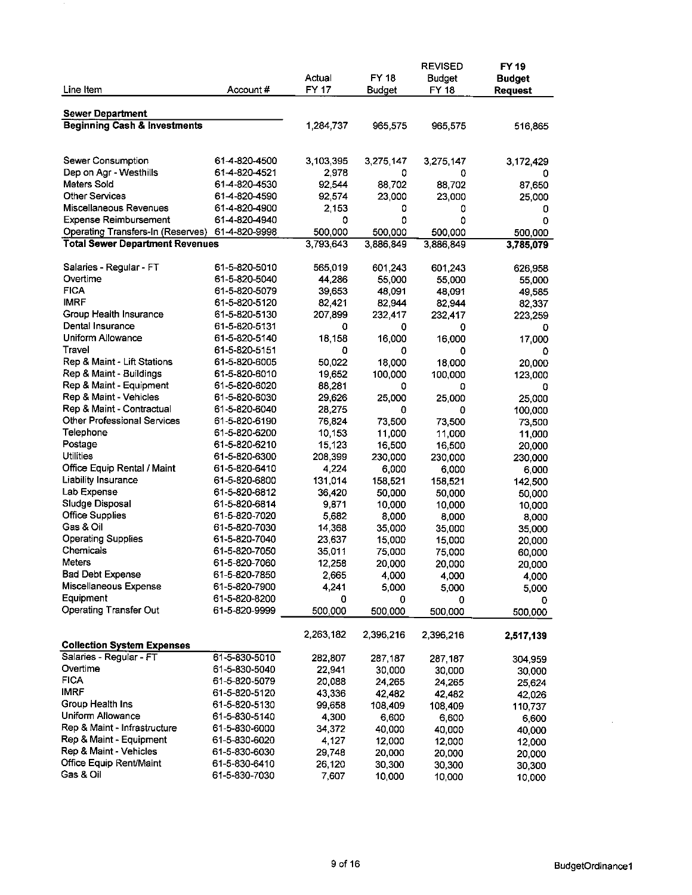| Line Item | Account # | Actual FY 17 | FY 18 Budget | REVISED Budget FY 18 | **FY 19 Budget Request** |
|---|---|---|---|---|---|
| **Sewer Department** | | | | | |
| **Beginning Cash & Investments** | | 1,284,737 | 965,575 | 965,575 | 516,865 |
| | | | | | |
| Sewer Consumption | 61-4-820-4500 | 3,103,395 | 3,275,147 | 3,275,147 | 3,172,429 |
| Dep on Agr - Westhills | 61-4-820-4521 | 2,978 | 0 | 0 | 0 |
| Meters Sold | 61-4-820-4530 | 92,544 | 88,702 | 88,702 | 87,650 |
| Other Services | 61-4-820-4590 | 92,574 | 23,000 | 23,000 | 25,000 |
| Miscellaneous Revenues | 61-4-820-4900 | 2,153 | 0 | 0 | 0 |
| Expense Reimbursement | 61-4-820-4940 | 0 | 0 | 0 | 0 |
| Operating Transfers-In (Reserves) | 61-4-820-9998 | 500,000 | 500,000 | 500,000 | 500,000 |
| **Total Sewer Department Revenues** | | 3,793,643 | 3,886,849 | 3,886,849 | **3,785,079** |
| | | | | | |
| Salaries - Regular - FT | 61-5-820-5010 | 565,019 | 601,243 | 601,243 | 626,958 |
| Overtime | 61-5-820-5040 | 44,286 | 55,000 | 55,000 | 55,000 |
| FICA | 61-5-820-5079 | 39,653 | 48,091 | 48,091 | 49,585 |
| IMRF | 61-5-820-5120 | 82,421 | 82,944 | 82,944 | 82,337 |
| Group Health Insurance | 61-5-820-5130 | 207,899 | 232,417 | 232,417 | 223,259 |
| Dental Insurance | 61-5-820-5131 | 0 | 0 | 0 | 0 |
| Uniform Allowance | 61-5-820-5140 | 18,158 | 16,000 | 16,000 | 17,000 |
| Travel | 61-5-820-5151 | 0 | 0 | 0 | 0 |
| Rep & Maint - Lift Stations | 61-5-820-6005 | 50,022 | 18,000 | 18,000 | 20,000 |
| Rep & Maint - Buildings | 61-5-820-6010 | 19,652 | 100,000 | 100,000 | 123,000 |
| Rep & Maint - Equipment | 61-5-820-6020 | 88,281 | 0 | 0 | 0 |
| Rep & Maint - Vehicles | 61-5-820-6030 | 29,626 | 25,000 | 25,000 | 25,000 |
| Rep & Maint - Contractual | 61-5-820-6040 | 28,275 | 0 | 0 | 100,000 |
| Other Professional Services | 61-5-820-6190 | 76,824 | 73,500 | 73,500 | 73,500 |
| Telephone | 61-5-820-6200 | 10,153 | 11,000 | 11,000 | 11,000 |
| Postage | 61-5-820-6210 | 15,123 | 16,500 | 16,500 | 20,000 |
| Utilities | 61-5-820-6300 | 208,399 | 230,000 | 230,000 | 230,000 |
| Office Equip Rental / Maint | 61-5-820-6410 | 4,224 | 6,000 | 6,000 | 6,000 |
| Liability Insurance | 61-5-820-6800 | 131,014 | 158,521 | 158,521 | 142,500 |
| Lab Expense | 61-5-820-6812 | 36,420 | 50,000 | 50,000 | 50,000 |
| Sludge Disposal | 61-5-820-6814 | 9,871 | 10,000 | 10,000 | 10,000 |
| Office Supplies | 61-5-820-7020 | 5,682 | 8,000 | 8,000 | 8,000 |
| Gas & Oil | 61-5-820-7030 | 14,368 | 35,000 | 35,000 | 35,000 |
| Operating Supplies | 61-5-820-7040 | 23,637 | 15,000 | 15,000 | 20,000 |
| Chemicals | 61-5-820-7050 | 35,011 | 75,000 | 75,000 | 60,000 |
| Meters | 61-5-820-7060 | 12,258 | 20,000 | 20,000 | 20,000 |
| Bad Debt Expense | 61-5-820-7850 | 2,665 | 4,000 | 4,000 | 4,000 |
| Miscellaneous Expense | 61-5-820-7900 | 4,241 | 5,000 | 5,000 | 5,000 |
| Equipment | 61-5-820-8200 | 0 | 0 | 0 | 0 |
| Operating Transfer Out | 61-5-820-9999 | 500,000 | 500,000 | 500,000 | 500,000 |
| | | 2,263,182 | 2,396,216 | 2,396,216 | **2,517,139** |
| **Collection System Expenses** | | | | | |
| Salaries - Regular - FT | 61-5-830-5010 | 282,807 | 287,187 | 287,187 | 304,959 |
| Overtime | 61-5-830-5040 | 22,941 | 30,000 | 30,000 | 30,000 |
| FICA | 61-5-820-5079 | 20,088 | 24,265 | 24,265 | 25,624 |
| IMRF | 61-5-820-5120 | 43,336 | 42,482 | 42,482 | 42,026 |
| Group Health Ins | 61-5-820-5130 | 99,658 | 108,409 | 108,409 | 110,737 |
| Uniform Allowance | 61-5-830-5140 | 4,300 | 6,600 | 6,600 | 6,600 |
| Rep & Maint - Infrastructure | 61-5-830-6000 | 34,372 | 40,000 | 40,000 | 40,000 |
| Rep & Maint - Equipment | 61-5-830-6020 | 4,127 | 12,000 | 12,000 | 12,000 |
| Rep & Maint - Vehicles | 61-5-830-6030 | 29,748 | 20,000 | 20,000 | 20,000 |
| Office Equip Rent/Maint | 61-5-830-6410 | 26,120 | 30,300 | 30,300 | 30,300 |
| Gas & Oil | 61-5-830-7030 | 7,607 | 10,000 | 10,000 | 10,000 |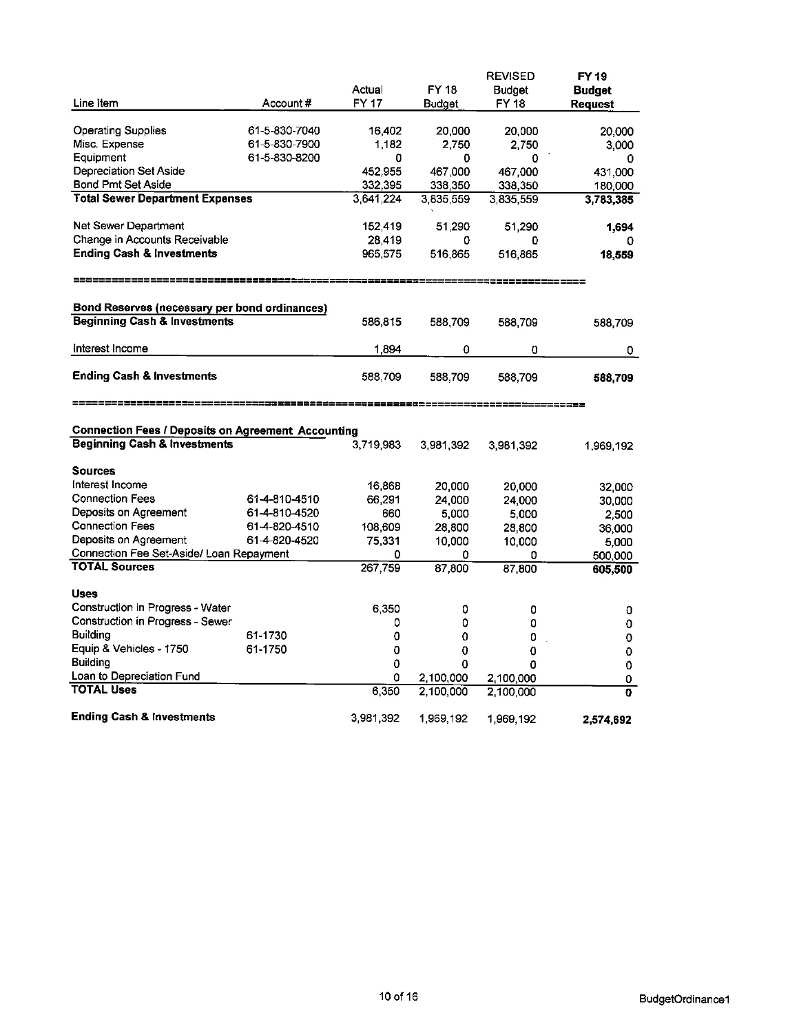| Line Item | Account # | Actual FY 17 | FY 18 Budget | REVISED Budget FY 18 | **FY 19 Budget Request** |
|---|---|---|---|---|---|
| Operating Supplies | 61-5-830-7040 | 16,402 | 20,000 | 20,000 | 20,000 |
| Misc. Expense | 61-5-830-7900 | 1,182 | 2,750 | 2,750 | 3,000 |
| Equipment | 61-5-830-8200 | 0 | 0 | 0 | 0 |
| Depreciation Set Aside | | 452,955 | 467,000 | 467,000 | 431,000 |
| Bond Pmt Set Aside | | 332,395 | 338,350 | 338,350 | 180,000 |
| **Total Sewer Department Expenses** | | 3,641,224 | 3,835,559 | 3,835,559 | **3,783,385** |
| | | | | | |
| Net Sewer Department | | 152,419 | 51,290 | 51,290 | **1,694** |
| Change in Accounts Receivable | | 28,419 | 0 | 0 | 0 |
| **Ending Cash & Investments** | | 965,575 | 516,865 | 516,865 | **18,559** |

| Line Item | Account # | Actual FY 17 | FY 18 Budget | REVISED Budget FY 18 | **FY 19 Budget Request** |
|---|---|---|---|---|---|
| **Bond Reserves (necessary per bond ordinances)** | | | | | |
| **Beginning Cash & Investments** | | 586,815 | 588,709 | 588,709 | 588,709 |
| Interest Income | | 1,894 | 0 | 0 | 0 |
| **Ending Cash & Investments** | | 588,709 | 588,709 | 588,709 | **588,709** |

| Line Item | Account # | Actual FY 17 | FY 18 Budget | REVISED Budget FY 18 | **FY 19 Budget Request** |
|---|---|---|---|---|---|
| **Connection Fees / Deposits on Agreement Accounting** | | | | | |
| **Beginning Cash & Investments** | | 3,719,983 | 3,981,392 | 3,981,392 | 1,969,192 |
| **Sources** | | | | | |
| Interest Income | | 16,868 | 20,000 | 20,000 | 32,000 |
| Connection Fees | 61-4-810-4510 | 66,291 | 24,000 | 24,000 | 30,000 |
| Deposits on Agreement | 61-4-810-4520 | 660 | 5,000 | 5,000 | 2,500 |
| Connection Fees | 61-4-820-4510 | 108,609 | 28,800 | 28,800 | 36,000 |
| Deposits on Agreement | 61-4-820-4520 | 75,331 | 10,000 | 10,000 | 5,000 |
| Connection Fee Set-Aside/ Loan Repayment | | 0 | 0 | 0 | 500,000 |
| **TOTAL Sources** | | 267,759 | 87,800 | 87,800 | **605,500** |
| **Uses** | | | | | |
| Construction in Progress - Water | | 6,350 | 0 | 0 | 0 |
| Construction in Progress - Sewer | | 0 | 0 | 0 | 0 |
| Building | 61-1730 | 0 | 0 | 0 | 0 |
| Equip & Vehicles - 1750 | 61-1750 | 0 | 0 | 0 | 0 |
| Building | | 0 | 0 | 0 | 0 |
| Loan to Depreciation Fund | | 0 | 2,100,000 | 2,100,000 | 0 |
| **TOTAL Uses** | | 6,350 | 2,100,000 | 2,100,000 | **0** |
| **Ending Cash & Investments** | | 3,981,392 | 1,969,192 | 1,969,192 | **2,574,692** |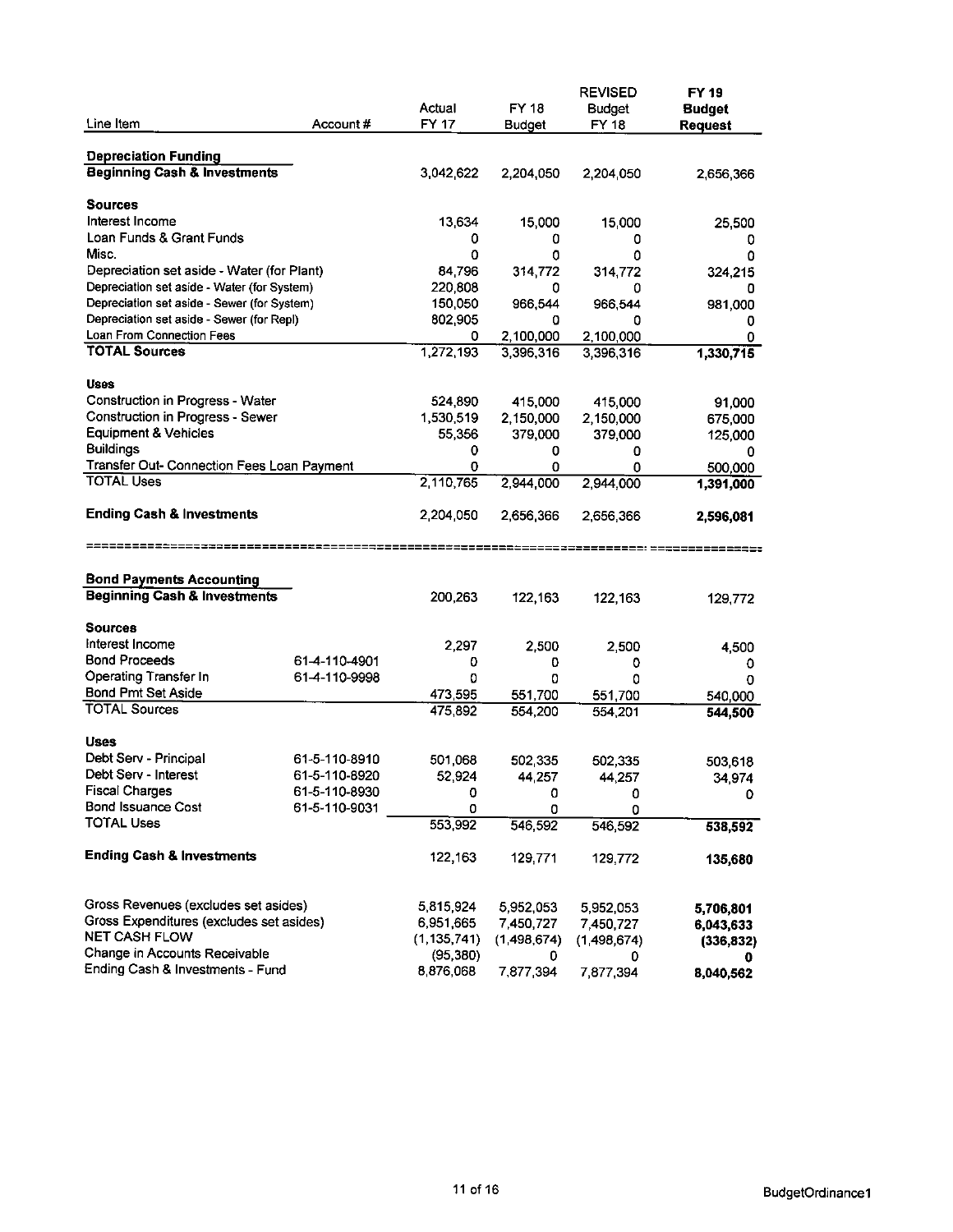| Line Item | Account # | Actual FY 17 | FY 18 Budget | REVISED Budget FY 18 | **FY 19 Budget Request** |
|---|---|---|---|---|---|
| **Depreciation Funding** | | | | | |
| **Beginning Cash & Investments** | | 3,042,622 | 2,204,050 | 2,204,050 | 2,656,366 |
| **Sources** | | | | | |
| Interest Income | | 13,634 | 15,000 | 15,000 | 25,500 |
| Loan Funds & Grant Funds | | 0 | 0 | 0 | 0 |
| Misc. | | 0 | 0 | 0 | 0 |
| Depreciation set aside - Water (for Plant) | | 84,796 | 314,772 | 314,772 | 324,215 |
| Depreciation set aside - Water (for System) | | 220,808 | 0 | 0 | 0 |
| Depreciation set aside - Sewer (for System) | | 150,050 | 966,544 | 966,544 | 981,000 |
| Depreciation set aside - Sewer (for Repl) | | 802,905 | 0 | 0 | 0 |
| Loan From Connection Fees | | 0 | 2,100,000 | 2,100,000 | 0 |
| **TOTAL Sources** | | 1,272,193 | 3,396,316 | 3,396,316 | **1,330,715** |
| **Uses** | | | | | |
| Construction in Progress - Water | | 524,890 | 415,000 | 415,000 | 91,000 |
| Construction in Progress - Sewer | | 1,530,519 | 2,150,000 | 2,150,000 | 675,000 |
| Equipment & Vehicles | | 55,356 | 379,000 | 379,000 | 125,000 |
| Buildings | | 0 | 0 | 0 | 0 |
| Transfer Out- Connection Fees Loan Payment | | 0 | 0 | 0 | 500,000 |
| TOTAL Uses | | 2,110,765 | 2,944,000 | 2,944,000 | **1,391,000** |
| **Ending Cash & Investments** | | 2,204,050 | 2,656,366 | 2,656,366 | **2,596,081** |

| Line Item | Account # | Actual FY 17 | FY 18 Budget | REVISED Budget FY 18 | **FY 19 Budget Request** |
|---|---|---|---|---|---|
| **Bond Payments Accounting** | | | | | |
| **Beginning Cash & Investments** | | 200,263 | 122,163 | 122,163 | 129,772 |
| **Sources** | | | | | |
| Interest Income | | 2,297 | 2,500 | 2,500 | 4,500 |
| Bond Proceeds | 61-4-110-4901 | 0 | 0 | 0 | 0 |
| Operating Transfer In | 61-4-110-9998 | 0 | 0 | 0 | 0 |
| Bond Pmt Set Aside | | 473,595 | 551,700 | 551,700 | 540,000 |
| TOTAL Sources | | 475,892 | 554,200 | 554,201 | **544,500** |
| **Uses** | | | | | |
| Debt Serv - Principal | 61-5-110-8910 | 501,068 | 502,335 | 502,335 | 503,618 |
| Debt Serv - Interest | 61-5-110-8920 | 52,924 | 44,257 | 44,257 | 34,974 |
| Fiscal Charges | 61-5-110-8930 | 0 | 0 | 0 | 0 |
| Bond Issuance Cost | 61-5-110-9031 | 0 | 0 | 0 | |
| TOTAL Uses | | 553,992 | 546,592 | 546,592 | **538,592** |
| **Ending Cash & Investments** | | 122,163 | 129,771 | 129,772 | **135,680** |
| | | | | | |
| Gross Revenues (excludes set asides) | | 5,815,924 | 5,952,053 | 5,952,053 | **5,706,801** |
| Gross Expenditures (excludes set asides) | | 6,951,665 | 7,450,727 | 7,450,727 | **6,043,633** |
| NET CASH FLOW | | (1,135,741) | (1,498,674) | (1,498,674) | **(336,832)** |
| Change in Accounts Receivable | | (95,380) | 0 | 0 | **0** |
| Ending Cash & Investments - Fund | | 8,876,068 | 7,877,394 | 7,877,394 | **8,040,562** |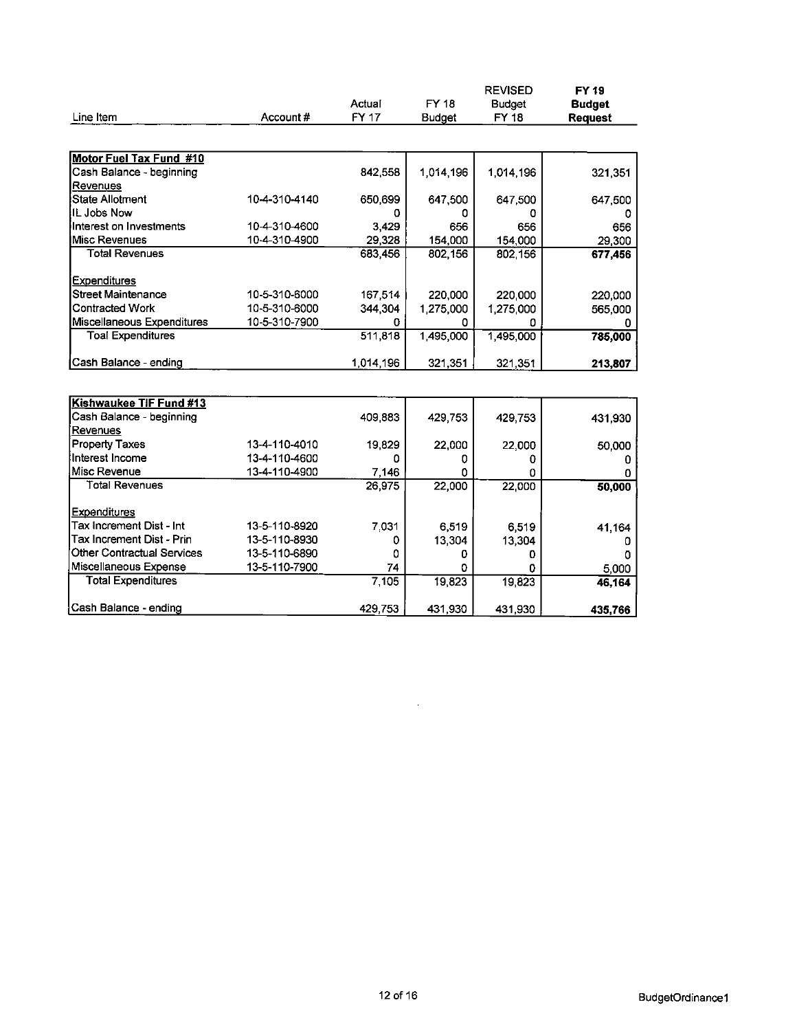| Line Item | Account # | Actual FY 17 | FY 18 Budget | REVISED Budget FY 18 | **FY 19 Budget Request** |
|---|---|---|---|---|---|
| **Motor Fuel Tax Fund #10** | | | | | |
| Cash Balance - beginning | | 842,558 | 1,014,196 | 1,014,196 | 321,351 |
| Revenues | | | | | |
| State Allotment | 10-4-310-4140 | 650,699 | 647,500 | 647,500 | 647,500 |
| IL Jobs Now | | 0 | 0 | 0 | 0 |
| Interest on Investments | 10-4-310-4600 | 3,429 | 656 | 656 | 656 |
| Misc Revenues | 10-4-310-4900 | 29,328 | 154,000 | 154,000 | 29,300 |
| Total Revenues | | 683,456 | 802,156 | 802,156 | **677,456** |
| Expenditures | | | | | |
| Street Maintenance | 10-5-310-6000 | 167,514 | 220,000 | 220,000 | 220,000 |
| Contracted Work | 10-5-310-6000 | 344,304 | 1,275,000 | 1,275,000 | 565,000 |
| Miscellaneous Expenditures | 10-5-310-7900 | 0 | 0 | 0 | 0 |
| Toal Expenditures | | 511,818 | 1,495,000 | 1,495,000 | **785,000** |
| Cash Balance - ending | | 1,014,196 | 321,351 | 321,351 | **213,807** |

| Line Item | Account # | Actual FY 17 | FY 18 Budget | REVISED Budget FY 18 | **FY 19 Budget Request** |
|---|---|---|---|---|---|
| **Kishwaukee TIF Fund #13** | | | | | |
| Cash Balance - beginning | | 409,883 | 429,753 | 429,753 | 431,930 |
| Revenues | | | | | |
| Property Taxes | 13-4-110-4010 | 19,829 | 22,000 | 22,000 | 50,000 |
| Interest Income | 13-4-110-4600 | 0 | 0 | 0 | 0 |
| Misc Revenue | 13-4-110-4900 | 7,146 | 0 | 0 | 0 |
| Total Revenues | | 26,975 | 22,000 | 22,000 | **50,000** |
| Expenditures | | | | | |
| Tax Increment Dist - Int | 13-5-110-8920 | 7,031 | 6,519 | 6,519 | 41,164 |
| Tax Increment Dist - Prin | 13-5-110-8930 | 0 | 13,304 | 13,304 | 0 |
| Other Contractual Services | 13-5-110-6890 | 0 | 0 | 0 | 0 |
| Miscellaneous Expense | 13-5-110-7900 | 74 | 0 | 0 | 5,000 |
| Total Expenditures | | 7,105 | 19,823 | 19,823 | **46,164** |
| Cash Balance - ending | | 429,753 | 431,930 | 431,930 | **435,766** |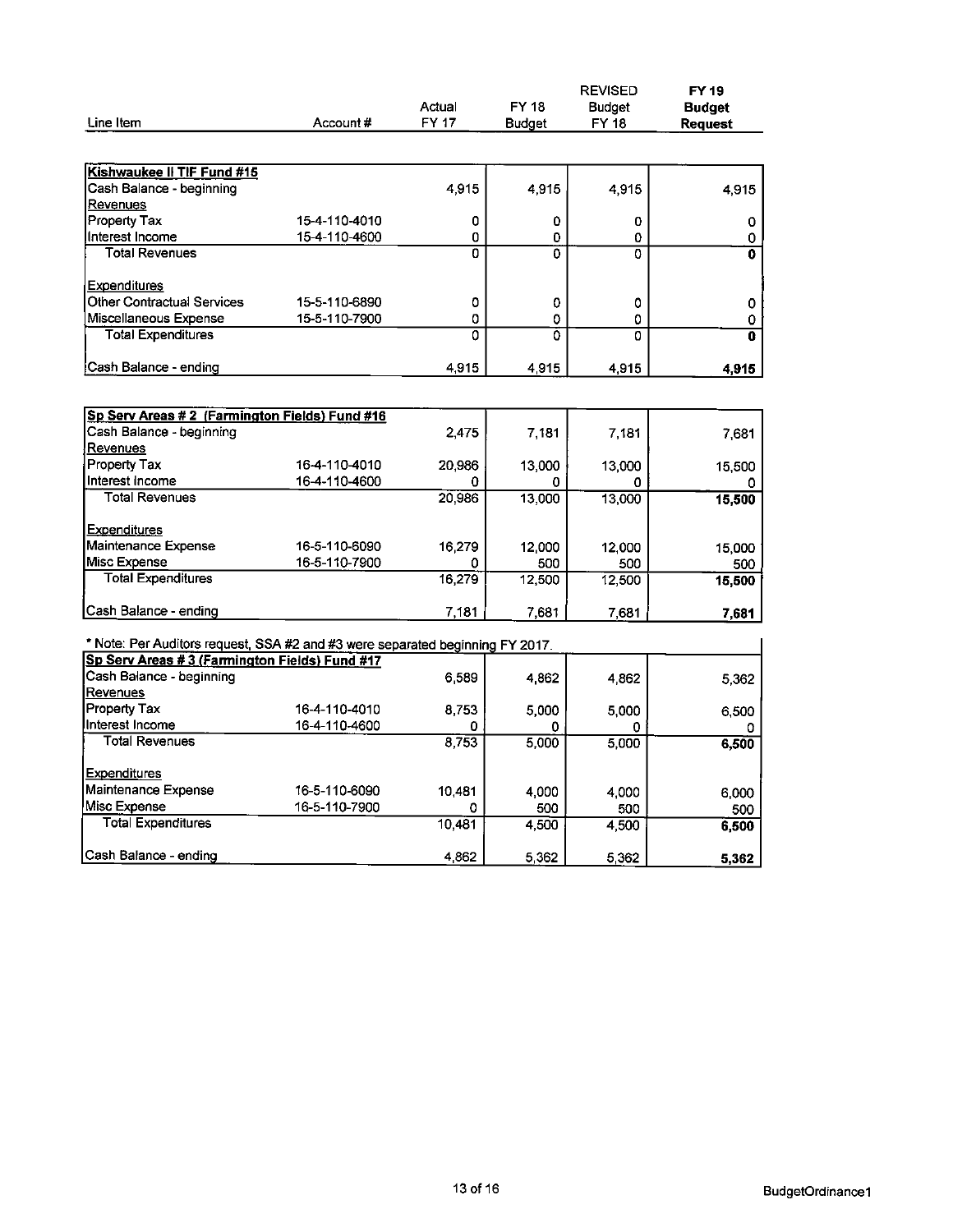| Line Item | Account # | Actual FY 17 | FY 18 Budget | REVISED Budget FY 18 | FY 19 Budget Request |
|---|---|---|---|---|---|
| **Kishwaukee II TIF Fund #15** | | | | | |
| Cash Balance - beginning | | 4,915 | 4,915 | 4,915 | 4,915 |
| Revenues | | | | | |
| Property Tax | 15-4-110-4010 | 0 | 0 | 0 | 0 |
| Interest Income | 15-4-110-4600 | 0 | 0 | 0 | 0 |
| Total Revenues | | 0 | 0 | 0 | **0** |
| Expenditures | | | | | |
| Other Contractual Services | 15-5-110-6890 | 0 | 0 | 0 | 0 |
| Miscellaneous Expense | 15-5-110-7900 | 0 | 0 | 0 | 0 |
| Total Expenditures | | 0 | 0 | 0 | **0** |
| Cash Balance - ending | | 4,915 | 4,915 | 4,915 | **4,915** |
| **Sp Serv Areas # 2 (Farmington Fields) Fund #16** | | | | | |
| Cash Balance - beginning | | 2,475 | 7,181 | 7,181 | 7,681 |
| Revenues | | | | | |
| Property Tax | 16-4-110-4010 | 20,986 | 13,000 | 13,000 | 15,500 |
| Interest Income | 16-4-110-4600 | 0 | 0 | 0 | 0 |
| Total Revenues | | 20,986 | 13,000 | 13,000 | **15,500** |
| Expenditures | | | | | |
| Maintenance Expense | 16-5-110-6090 | 16,279 | 12,000 | 12,000 | 15,000 |
| Misc Expense | 16-5-110-7900 | 0 | 500 | 500 | 500 |
| Total Expenditures | | 16,279 | 12,500 | 12,500 | **15,500** |
| Cash Balance - ending | | 7,181 | 7,681 | 7,681 | **7,681** |
| * Note: Per Auditors request, SSA #2 and #3 were separated beginning FY 2017. | | | | | |
| **Sp Serv Areas # 3 (Farmington Fields) Fund #17** | | | | | |
| Cash Balance - beginning | | 6,589 | 4,862 | 4,862 | 5,362 |
| Revenues | | | | | |
| Property Tax | 16-4-110-4010 | 8,753 | 5,000 | 5,000 | 6,500 |
| Interest Income | 16-4-110-4600 | 0 | 0 | 0 | 0 |
| Total Revenues | | 8,753 | 5,000 | 5,000 | **6,500** |
| Expenditures | | | | | |
| Maintenance Expense | 16-5-110-6090 | 10,481 | 4,000 | 4,000 | 6,000 |
| Misc Expense | 16-5-110-7900 | 0 | 500 | 500 | 500 |
| Total Expenditures | | 10,481 | 4,500 | 4,500 | **6,500** |
| Cash Balance - ending | | 4,862 | 5,362 | 5,362 | **5,362** |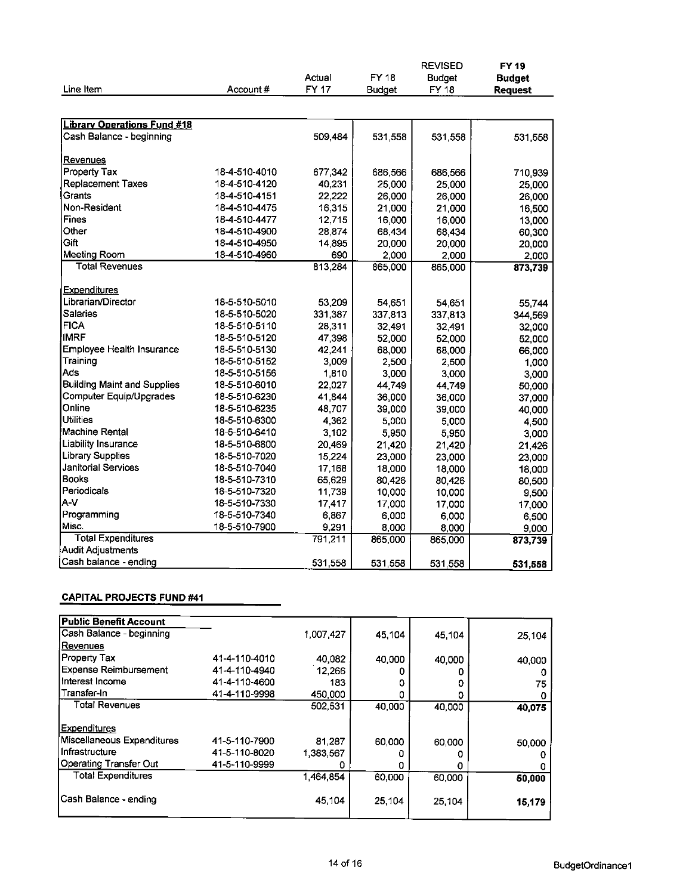| Line Item | Account # | Actual FY 17 | FY 18 Budget | REVISED Budget FY 18 | **FY 19 Budget Request** |
|---|---|---|---|---|---|
| **Library Operations Fund #18** | | | | | |
| Cash Balance - beginning | | 509,484 | 531,558 | 531,558 | 531,558 |
| Revenues | | | | | |
| Property Tax | 18-4-510-4010 | 677,342 | 686,566 | 686,566 | 710,939 |
| Replacement Taxes | 18-4-510-4120 | 40,231 | 25,000 | 25,000 | 25,000 |
| Grants | 18-4-510-4151 | 22,222 | 26,000 | 26,000 | 26,000 |
| Non-Resident | 18-4-510-4475 | 16,315 | 21,000 | 21,000 | 16,500 |
| Fines | 18-4-510-4477 | 12,715 | 16,000 | 16,000 | 13,000 |
| Other | 18-4-510-4900 | 28,874 | 68,434 | 68,434 | 60,300 |
| Gift | 18-4-510-4950 | 14,895 | 20,000 | 20,000 | 20,000 |
| Meeting Room | 18-4-510-4960 | 690 | 2,000 | 2,000 | 2,000 |
| Total Revenues | | 813,284 | 865,000 | 865,000 | **873,739** |
| Expenditures | | | | | |
| Librarian/Director | 18-5-510-5010 | 53,209 | 54,651 | 54,651 | 55,744 |
| Salaries | 18-5-510-5020 | 331,387 | 337,813 | 337,813 | 344,569 |
| FICA | 18-5-510-5110 | 28,311 | 32,491 | 32,491 | 32,000 |
| IMRF | 18-5-510-5120 | 47,398 | 52,000 | 52,000 | 52,000 |
| Employee Health Insurance | 18-5-510-5130 | 42,241 | 68,000 | 68,000 | 66,000 |
| Training | 18-5-510-5152 | 3,009 | 2,500 | 2,500 | 1,000 |
| Ads | 18-5-510-5156 | 1,810 | 3,000 | 3,000 | 3,000 |
| Building Maint and Supplies | 18-5-510-6010 | 22,027 | 44,749 | 44,749 | 50,000 |
| Computer Equip/Upgrades | 18-5-510-6230 | 41,844 | 36,000 | 36,000 | 37,000 |
| Online | 18-5-510-6235 | 48,707 | 39,000 | 39,000 | 40,000 |
| Utilities | 18-5-510-6300 | 4,362 | 5,000 | 5,000 | 4,500 |
| Machine Rental | 18-5-510-6410 | 3,102 | 5,950 | 5,950 | 3,000 |
| Liability Insurance | 18-5-510-6800 | 20,469 | 21,420 | 21,420 | 21,426 |
| Library Supplies | 18-5-510-7020 | 15,224 | 23,000 | 23,000 | 23,000 |
| Janitorial Services | 18-5-510-7040 | 17,168 | 18,000 | 18,000 | 18,000 |
| Books | 18-5-510-7310 | 65,629 | 80,426 | 80,426 | 80,500 |
| Periodicals | 18-5-510-7320 | 11,739 | 10,000 | 10,000 | 9,500 |
| A-V | 18-5-510-7330 | 17,417 | 17,000 | 17,000 | 17,000 |
| Programming | 18-5-510-7340 | 6,867 | 6,000 | 6,000 | 6,500 |
| Misc. | 18-5-510-7900 | 9,291 | 8,000 | 8,000 | 9,000 |
| Total Expenditures | | 791,211 | 865,000 | 865,000 | **873,739** |
| Audit Adjustments | | | | | |
| Cash balance - ending | | 531,558 | 531,558 | 531,558 | **531,558** |

**CAPITAL PROJECTS FUND #41**

| Line Item | Account # | Actual FY 17 | FY 18 Budget | REVISED Budget FY 18 | **FY 19 Budget Request** |
|---|---|---|---|---|---|
| **Public Benefit Account** | | | | | |
| Cash Balance - beginning | | 1,007,427 | 45,104 | 45,104 | 25,104 |
| Revenues | | | | | |
| Property Tax | 41-4-110-4010 | 40,082 | 40,000 | 40,000 | 40,000 |
| Expense Reimbursement | 41-4-110-4940 | 12,266 | 0 | 0 | 0 |
| Interest Income | 41-4-110-4600 | 183 | 0 | 0 | 75 |
| Transfer-In | 41-4-110-9998 | 450,000 | 0 | 0 | 0 |
| Total Revenues | | 502,531 | 40,000 | 40,000 | **40,075** |
| Expenditures | | | | | |
| Miscellaneous Expenditures | 41-5-110-7900 | 81,287 | 60,000 | 60,000 | 50,000 |
| Infrastructure | 41-5-110-8020 | 1,383,567 | 0 | 0 | 0 |
| Operating Transfer Out | 41-5-110-9999 | 0 | 0 | 0 | 0 |
| Total Expenditures | | 1,464,854 | 60,000 | 60,000 | **50,000** |
| Cash Balance - ending | | 45,104 | 25,104 | 25,104 | **15,179** |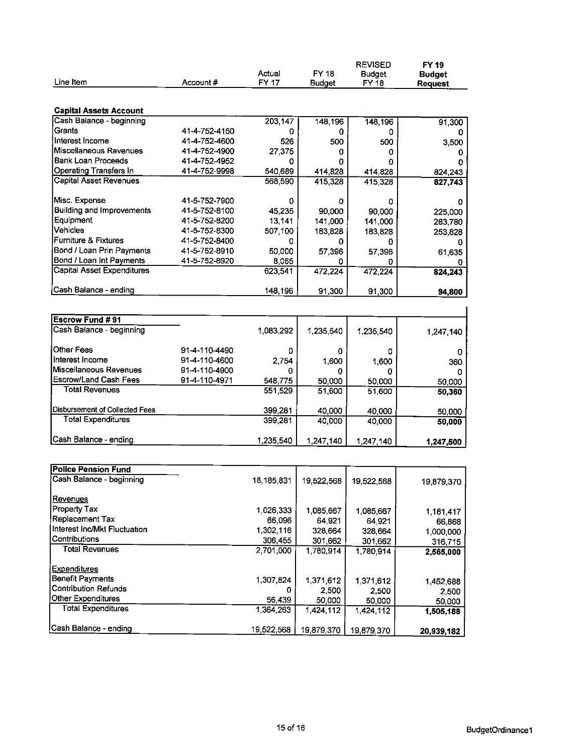| Line Item | Account # | Actual FY 17 | FY 18 Budget | REVISED Budget FY 18 | FY 19 Budget Request |
|---|---|---|---|---|---|
| **Capital Assets Account** | | | | | |
| Cash Balance - beginning | | 203,147 | 148,196 | 148,196 | 91,300 |
| Grants | 41-4-752-4150 | 0 | 0 | 0 | 0 |
| Interest Income | 41-4-752-4600 | 526 | 500 | 500 | 3,500 |
| Miscellaneous Revenues | 41-4-752-4900 | 27,375 | 0 | 0 | 0 |
| Bank Loan Proceeds | 41-4-752-4952 | 0 | 0 | 0 | 0 |
| Operating Transfers In | 41-4-752-9998 | 540,689 | 414,828 | 414,828 | 824,243 |
| Capital Asset Revenues | | 568,590 | 415,328 | 415,328 | **827,743** |
| Misc. Expense | 41-5-752-7900 | 0 | 0 | 0 | 0 |
| Building and Improvements | 41-5-752-8100 | 45,235 | 90,000 | 90,000 | 225,000 |
| Equipment | 41-5-752-8200 | 13,141 | 141,000 | 141,000 | 283,780 |
| Vehicles | 41-5-752-8300 | 507,100 | 183,828 | 183,828 | 253,828 |
| Furniture & Fixtures | 41-5-752-8400 | 0 | 0 | 0 | 0 |
| Bond / Loan Prin Payments | 41-5-752-8910 | 50,000 | 57,396 | 57,396 | 61,635 |
| Bond / Loan Int Payments | 41-5-752-8920 | 8,065 | 0 | 0 | 0 |
| Capital Asset Expenditures | | 623,541 | 472,224 | 472,224 | **824,243** |
| Cash Balance - ending | | 148,196 | 91,300 | 91,300 | **94,800** |

| Line Item | Account # | Actual FY 17 | FY 18 Budget | REVISED Budget FY 18 | FY 19 Budget Request |
|---|---|---|---|---|---|
| **Escrow Fund # 91** | | | | | |
| Cash Balance - beginning | | 1,083,292 | 1,235,540 | 1,235,540 | 1,247,140 |
| Other Fees | 91-4-110-4490 | 0 | 0 | 0 | 0 |
| Interest Income | 91-4-110-4600 | 2,754 | 1,600 | 1,600 | 360 |
| Miscellaneous Revenues | 91-4-110-4900 | 0 | 0 | 0 | 0 |
| Escrow/Land Cash Fees | 91-4-110-4971 | 548,775 | 50,000 | 50,000 | 50,000 |
| Total Revenues | | 551,529 | 51,600 | 51,600 | **50,360** |
| Disbursement of Collected Fees | | 399,281 | 40,000 | 40,000 | 50,000 |
| Total Expenditures | | 399,281 | 40,000 | 40,000 | **50,000** |
| Cash Balance - ending | | 1,235,540 | 1,247,140 | 1,247,140 | **1,247,500** |

| Line Item | Account # | Actual FY 17 | FY 18 Budget | REVISED Budget FY 18 | FY 19 Budget Request |
|---|---|---|---|---|---|
| **Police Pension Fund** | | | | | |
| Cash Balance - beginning | | 18,185,831 | 19,522,568 | 19,522,568 | 19,879,370 |
| Revenues | | | | | |
| Property Tax | | 1,026,333 | 1,085,667 | 1,085,667 | 1,181,417 |
| Replacement Tax | | 66,096 | 64,921 | 64,921 | 66,868 |
| Interest Inc/Mkt Fluctuation | | 1,302,116 | 328,664 | 328,664 | 1,000,000 |
| Contributions | | 306,455 | 301,662 | 301,662 | 316,715 |
| Total Revenues | | 2,701,000 | 1,780,914 | 1,780,914 | **2,565,000** |
| Expenditures | | | | | |
| Benefit Payments | | 1,307,824 | 1,371,612 | 1,371,612 | 1,452,688 |
| Contribution Refunds | | 0 | 2,500 | 2,500 | 2,500 |
| Other Expenditures | | 56,439 | 50,000 | 50,000 | 50,000 |
| Total Expenditures | | 1,364,263 | 1,424,112 | 1,424,112 | **1,505,188** |
| Cash Balance - ending | | 19,522,568 | 19,879,370 | 19,879,370 | **20,939,182** |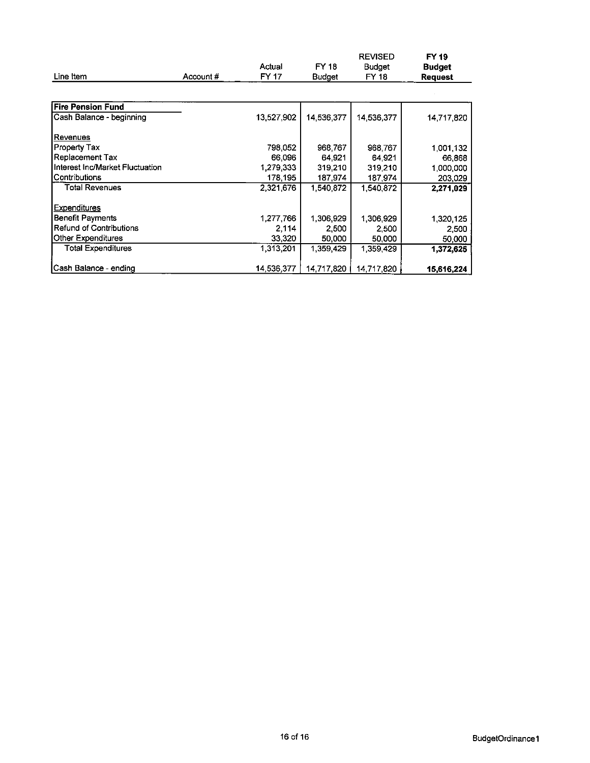| Line Item | Account # | Actual FY 17 | FY 18 Budget | REVISED Budget FY 18 | **FY 19 Budget Request** |
|---|---|---|---|---|---|
| **Fire Pension Fund** | | | | | |
| Cash Balance - beginning | | 13,527,902 | 14,536,377 | 14,536,377 | 14,717,820 |
| Revenues | | | | | |
| Property Tax | | 798,052 | 968,767 | 968,767 | 1,001,132 |
| Replacement Tax | | 66,096 | 64,921 | 64,921 | 66,868 |
| Interest Inc/Market Fluctuation | | 1,279,333 | 319,210 | 319,210 | 1,000,000 |
| Contributions | | 178,195 | 187,974 | 187,974 | 203,029 |
| Total Revenues | | 2,321,676 | 1,540,872 | 1,540,872 | **2,271,029** |
| Expenditures | | | | | |
| Benefit Payments | | 1,277,766 | 1,306,929 | 1,306,929 | 1,320,125 |
| Refund of Contributions | | 2,114 | 2,500 | 2,500 | 2,500 |
| Other Expenditures | | 33,320 | 50,000 | 50,000 | 50,000 |
| Total Expenditures | | 1,313,201 | 1,359,429 | 1,359,429 | **1,372,625** |
| Cash Balance - ending | | 14,536,377 | 14,717,820 | 14,717,820 | **15,616,224** |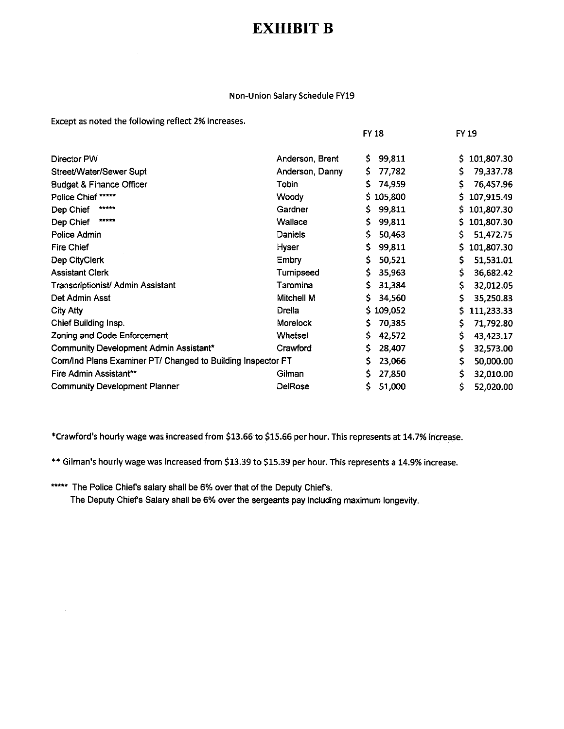# EXHIBIT B

Non-Union Salary Schedule FY19

Except as noted the following reflect 2% increases.

| | | FY 18 | FY 19 |
|---|---|---|---|
| Director PW | Anderson, Brent | $ 99,811 | $ 101,807.30 |
| Street/Water/Sewer Supt | Anderson, Danny | $ 77,782 | $ 79,337.78 |
| Budget & Finance Officer | Tobin | $ 74,959 | $ 76,457.96 |
| Police Chief ***** | Woody | $ 105,800 | $ 107,915.49 |
| Dep Chief ***** | Gardner | $ 99,811 | $ 101,807.30 |
| Dep Chief ***** | Wallace | $ 99,811 | $ 101,807.30 |
| Police Admin | Daniels | $ 50,463 | $ 51,472.75 |
| Fire Chief | Hyser | $ 99,811 | $ 101,807.30 |
| Dep CityClerk | Embry | $ 50,521 | $ 51,531.01 |
| Assistant Clerk | Turnipseed | $ 35,963 | $ 36,682.42 |
| Transcriptionist/ Admin Assistant | Taromina | $ 31,384 | $ 32,012.05 |
| Det Admin Asst | Mitchell M | $ 34,560 | $ 35,250.83 |
| City Atty | Drelia | $ 109,052 | $ 111,233.33 |
| Chief Building Insp. | Morelock | $ 70,385 | $ 71,792.80 |
| Zoning and Code Enforcement | Whetsel | $ 42,572 | $ 43,423.17 |
| Community Development Admin Assistant* | Crawford | $ 28,407 | $ 32,573.00 |
| Com/Ind Plans Examiner PT/ Changed to Building Inspector FT | | $ 23,066 | $ 50,000.00 |
| Fire Admin Assistant** | Gilman | $ 27,850 | $ 32,010.00 |
| Community Development Planner | DelRose | $ 51,000 | $ 52,020.00 |

*Crawford's hourly wage was increased from $13.66 to $15.66 per hour. This represents at 14.7% increase.

** Gilman's hourly wage was increased from $13.39 to $15.39 per hour. This represents a 14.9% increase.

***** The Police Chief's salary shall be 6% over that of the Deputy Chief's.
The Deputy Chief's Salary shall be 6% over the sergeants pay including maximum longevity.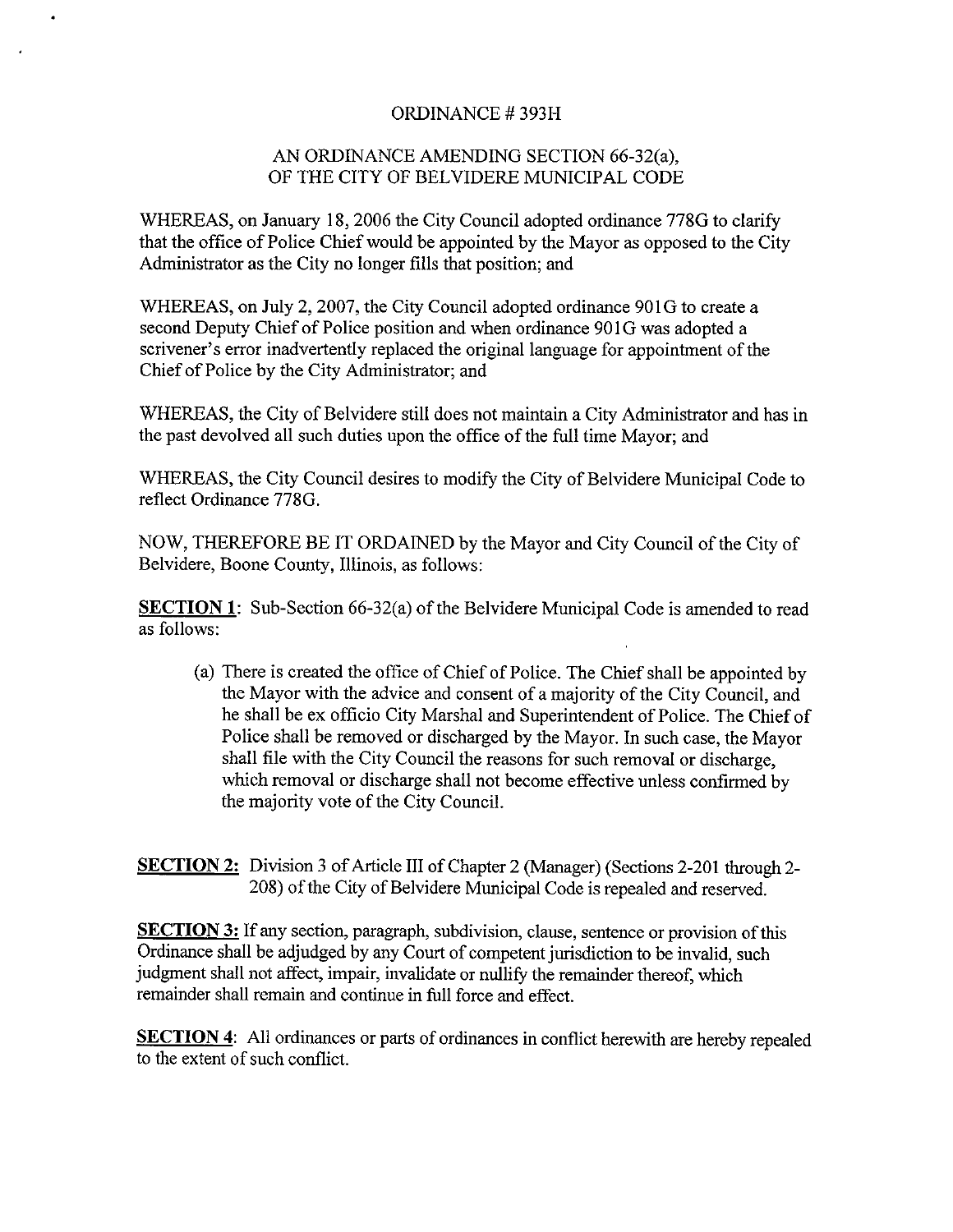ORDINANCE # 393H

AN ORDINANCE AMENDING SECTION 66-32(a), OF THE CITY OF BELVIDERE MUNICIPAL CODE

WHEREAS, on January 18, 2006 the City Council adopted ordinance 778G to clarify that the office of Police Chief would be appointed by the Mayor as opposed to the City Administrator as the City no longer fills that position; and

WHEREAS, on July 2, 2007, the City Council adopted ordinance 901G to create a second Deputy Chief of Police position and when ordinance 901G was adopted a scrivener's error inadvertently replaced the original language for appointment of the Chief of Police by the City Administrator; and

WHEREAS, the City of Belvidere still does not maintain a City Administrator and has in the past devolved all such duties upon the office of the full time Mayor; and

WHEREAS, the City Council desires to modify the City of Belvidere Municipal Code to reflect Ordinance 778G.

NOW, THEREFORE BE IT ORDAINED by the Mayor and City Council of the City of Belvidere, Boone County, Illinois, as follows:

**SECTION 1**: Sub-Section 66-32(a) of the Belvidere Municipal Code is amended to read as follows:

(a) There is created the office of Chief of Police. The Chief shall be appointed by the Mayor with the advice and consent of a majority of the City Council, and he shall be ex officio City Marshal and Superintendent of Police. The Chief of Police shall be removed or discharged by the Mayor. In such case, the Mayor shall file with the City Council the reasons for such removal or discharge, which removal or discharge shall not become effective unless confirmed by the majority vote of the City Council.

**SECTION 2:** Division 3 of Article III of Chapter 2 (Manager) (Sections 2-201 through 2-208) of the City of Belvidere Municipal Code is repealed and reserved.

**SECTION 3:** If any section, paragraph, subdivision, clause, sentence or provision of this Ordinance shall be adjudged by any Court of competent jurisdiction to be invalid, such judgment shall not affect, impair, invalidate or nullify the remainder thereof, which remainder shall remain and continue in full force and effect.

**SECTION 4**: All ordinances or parts of ordinances in conflict herewith are hereby repealed to the extent of such conflict.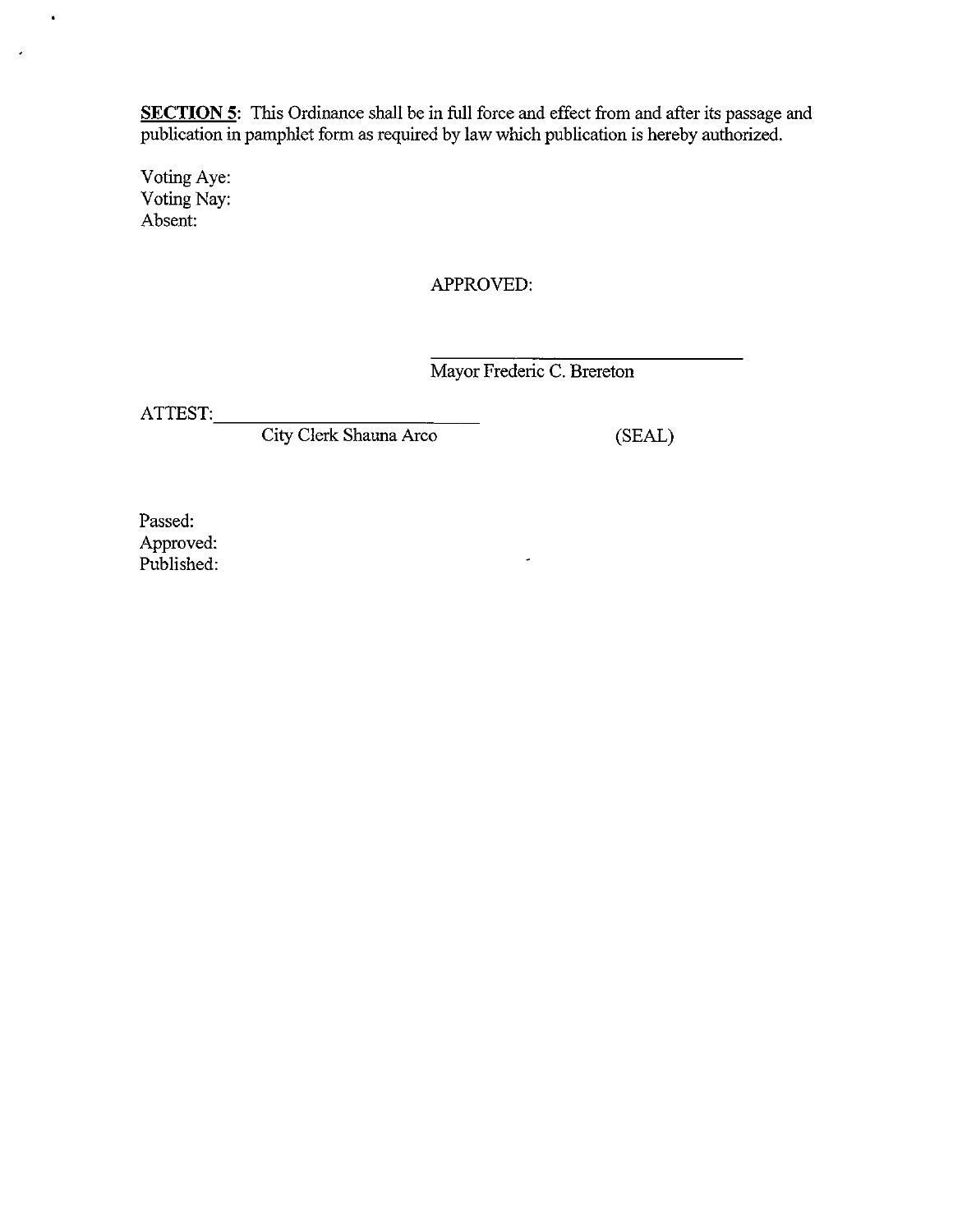**SECTION 5**: This Ordinance shall be in full force and effect from and after its passage and publication in pamphlet form as required by law which publication is hereby authorized.

Voting Aye:
Voting Nay:
Absent:

APPROVED:

_________________________________
Mayor Frederic C. Brereton

ATTEST:_____________________________
City Clerk Shauna Arco

(SEAL)

Passed:
Approved:
Published: